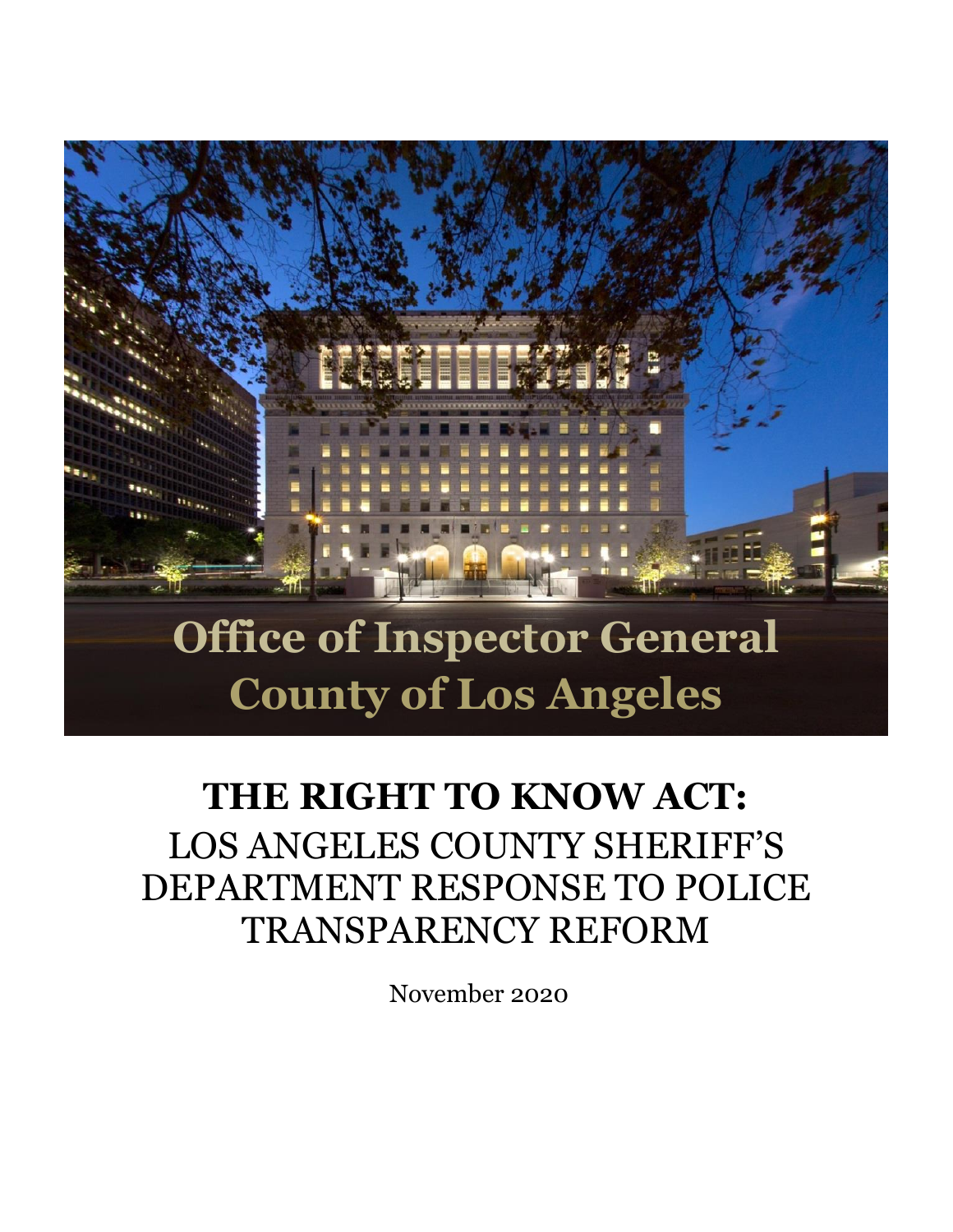Office of Inspector General
County of Los Angeles

# THE RIGHT TO KNOW ACT:

## LOS ANGELES COUNTY SHERIFF'S DEPARTMENT RESPONSE TO POLICE TRANSPARENCY REFORM

November 2020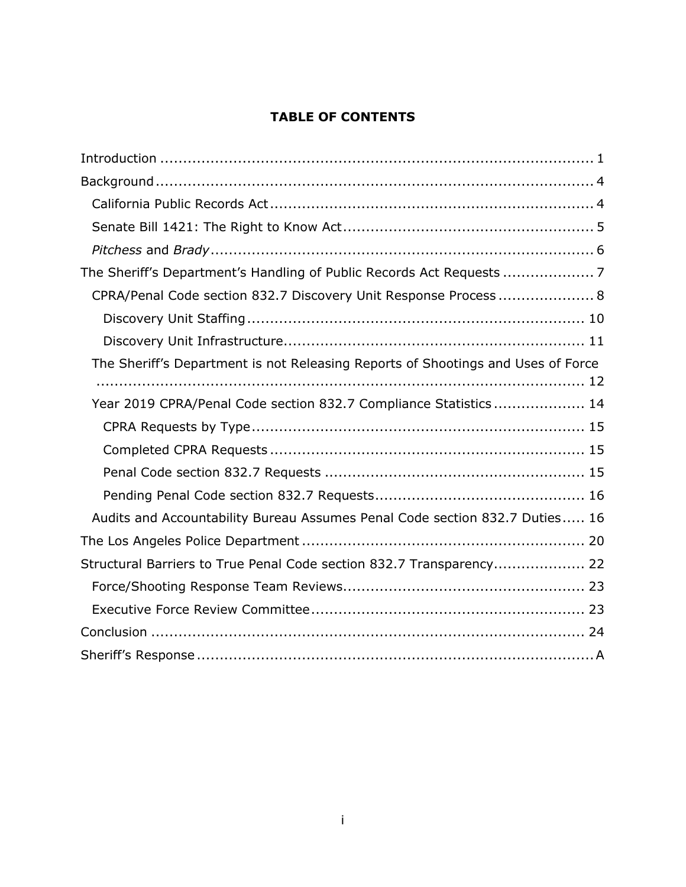**TABLE OF CONTENTS**

Introduction ..... 1

Background ..... 4

- California Public Records Act ..... 4
- Senate Bill 1421: The Right to Know Act ..... 5
- *Pitchess* and *Brady* ..... 6

The Sheriff's Department's Handling of Public Records Act Requests ..... 7

- CPRA/Penal Code section 832.7 Discovery Unit Response Process ..... 8
  - Discovery Unit Staffing ..... 10
  - Discovery Unit Infrastructure ..... 11
- The Sheriff's Department is not Releasing Reports of Shootings and Uses of Force ..... 12
- Year 2019 CPRA/Penal Code section 832.7 Compliance Statistics ..... 14
  - CPRA Requests by Type ..... 15
  - Completed CPRA Requests ..... 15
  - Penal Code section 832.7 Requests ..... 15
  - Pending Penal Code section 832.7 Requests ..... 16
- Audits and Accountability Bureau Assumes Penal Code section 832.7 Duties ..... 16

The Los Angeles Police Department ..... 20

Structural Barriers to True Penal Code section 832.7 Transparency ..... 22

- Force/Shooting Response Team Reviews ..... 23
- Executive Force Review Committee ..... 23

Conclusion ..... 24

Sheriff's Response ..... A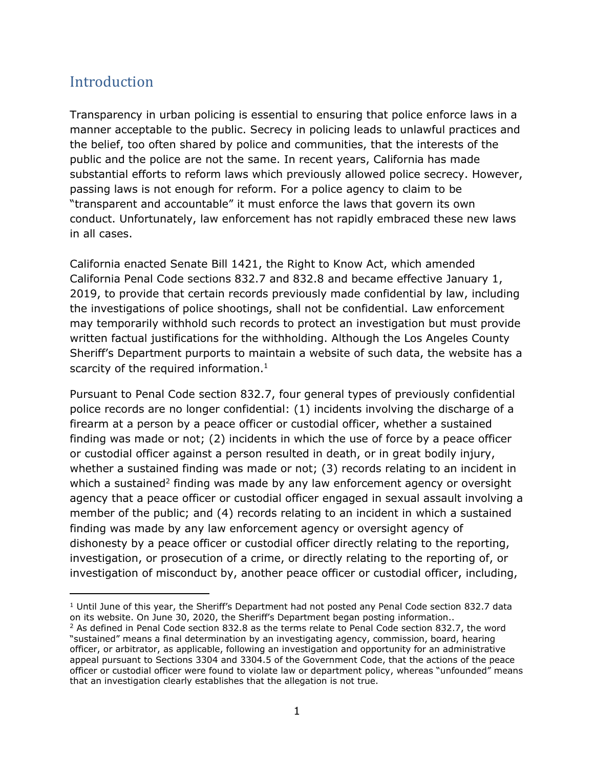## Introduction

Transparency in urban policing is essential to ensuring that police enforce laws in a manner acceptable to the public. Secrecy in policing leads to unlawful practices and the belief, too often shared by police and communities, that the interests of the public and the police are not the same. In recent years, California has made substantial efforts to reform laws which previously allowed police secrecy. However, passing laws is not enough for reform. For a police agency to claim to be "transparent and accountable" it must enforce the laws that govern its own conduct. Unfortunately, law enforcement has not rapidly embraced these new laws in all cases.

California enacted Senate Bill 1421, the Right to Know Act, which amended California Penal Code sections 832.7 and 832.8 and became effective January 1, 2019, to provide that certain records previously made confidential by law, including the investigations of police shootings, shall not be confidential. Law enforcement may temporarily withhold such records to protect an investigation but must provide written factual justifications for the withholding. Although the Los Angeles County Sheriff's Department purports to maintain a website of such data, the website has a scarcity of the required information.[1]

Pursuant to Penal Code section 832.7, four general types of previously confidential police records are no longer confidential: (1) incidents involving the discharge of a firearm at a person by a peace officer or custodial officer, whether a sustained finding was made or not; (2) incidents in which the use of force by a peace officer or custodial officer against a person resulted in death, or in great bodily injury, whether a sustained finding was made or not; (3) records relating to an incident in which a sustained[2] finding was made by any law enforcement agency or oversight agency that a peace officer or custodial officer engaged in sexual assault involving a member of the public; and (4) records relating to an incident in which a sustained finding was made by any law enforcement agency or oversight agency of dishonesty by a peace officer or custodial officer directly relating to the reporting, investigation, or prosecution of a crime, or directly relating to the reporting of, or investigation of misconduct by, another peace officer or custodial officer, including,

---

[1] Until June of this year, the Sheriff's Department had not posted any Penal Code section 832.7 data on its website. On June 30, 2020, the Sheriff's Department began posting information..

[2] As defined in Penal Code section 832.8 as the terms relate to Penal Code section 832.7, the word "sustained" means a final determination by an investigating agency, commission, board, hearing officer, or arbitrator, as applicable, following an investigation and opportunity for an administrative appeal pursuant to Sections 3304 and 3304.5 of the Government Code, that the actions of the peace officer or custodial officer were found to violate law or department policy, whereas "unfounded" means that an investigation clearly establishes that the allegation is not true.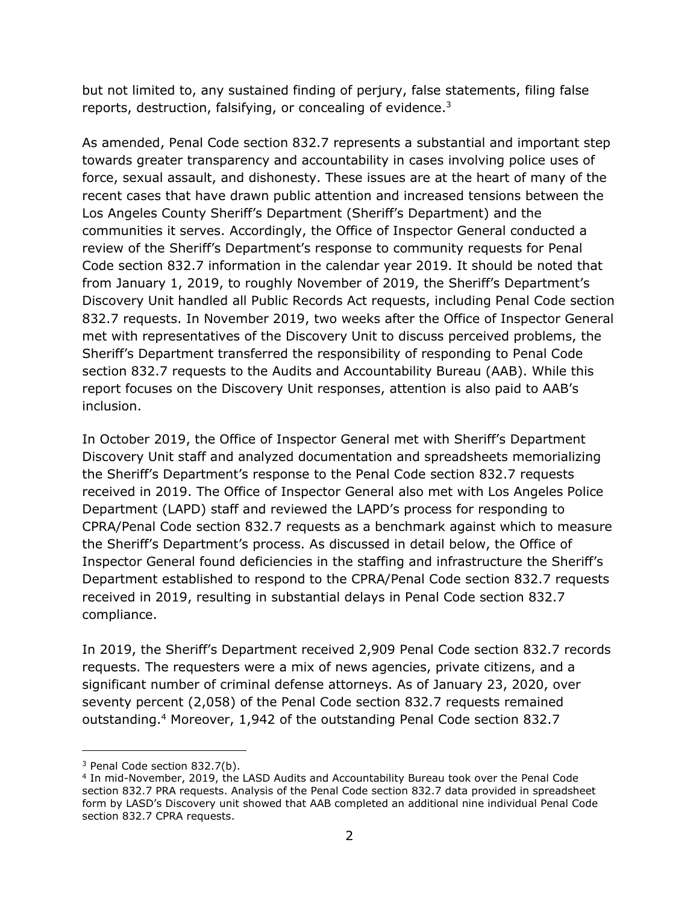but not limited to, any sustained finding of perjury, false statements, filing false reports, destruction, falsifying, or concealing of evidence.[3]

As amended, Penal Code section 832.7 represents a substantial and important step towards greater transparency and accountability in cases involving police uses of force, sexual assault, and dishonesty. These issues are at the heart of many of the recent cases that have drawn public attention and increased tensions between the Los Angeles County Sheriff's Department (Sheriff's Department) and the communities it serves. Accordingly, the Office of Inspector General conducted a review of the Sheriff's Department's response to community requests for Penal Code section 832.7 information in the calendar year 2019. It should be noted that from January 1, 2019, to roughly November of 2019, the Sheriff's Department's Discovery Unit handled all Public Records Act requests, including Penal Code section 832.7 requests. In November 2019, two weeks after the Office of Inspector General met with representatives of the Discovery Unit to discuss perceived problems, the Sheriff's Department transferred the responsibility of responding to Penal Code section 832.7 requests to the Audits and Accountability Bureau (AAB). While this report focuses on the Discovery Unit responses, attention is also paid to AAB's inclusion.

In October 2019, the Office of Inspector General met with Sheriff's Department Discovery Unit staff and analyzed documentation and spreadsheets memorializing the Sheriff's Department's response to the Penal Code section 832.7 requests received in 2019. The Office of Inspector General also met with Los Angeles Police Department (LAPD) staff and reviewed the LAPD's process for responding to CPRA/Penal Code section 832.7 requests as a benchmark against which to measure the Sheriff's Department's process. As discussed in detail below, the Office of Inspector General found deficiencies in the staffing and infrastructure the Sheriff's Department established to respond to the CPRA/Penal Code section 832.7 requests received in 2019, resulting in substantial delays in Penal Code section 832.7 compliance.

In 2019, the Sheriff's Department received 2,909 Penal Code section 832.7 records requests. The requesters were a mix of news agencies, private citizens, and a significant number of criminal defense attorneys. As of January 23, 2020, over seventy percent (2,058) of the Penal Code section 832.7 requests remained outstanding.[4] Moreover, 1,942 of the outstanding Penal Code section 832.7

---

[3] Penal Code section 832.7(b).

[4] In mid-November, 2019, the LASD Audits and Accountability Bureau took over the Penal Code section 832.7 PRA requests. Analysis of the Penal Code section 832.7 data provided in spreadsheet form by LASD's Discovery unit showed that AAB completed an additional nine individual Penal Code section 832.7 CPRA requests.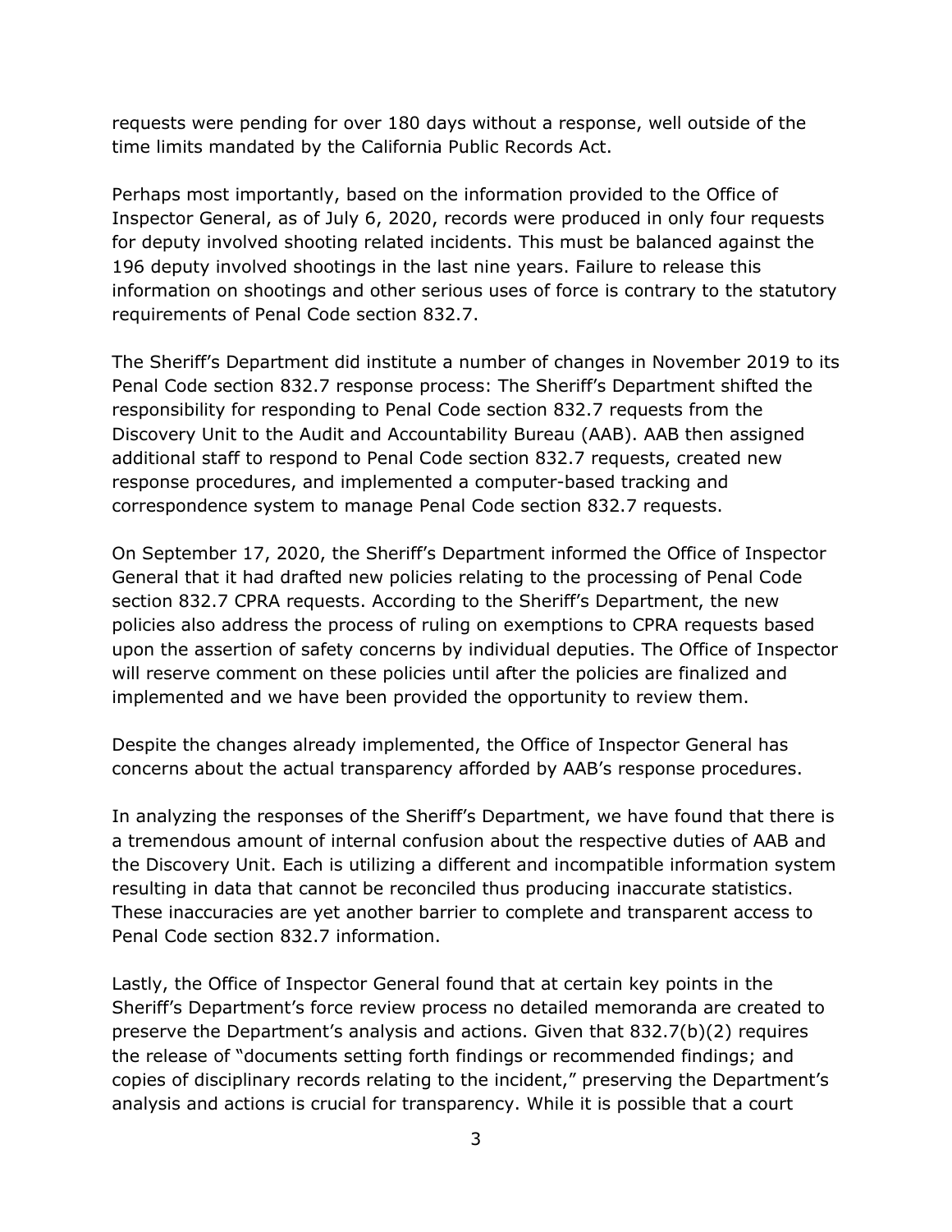requests were pending for over 180 days without a response, well outside of the time limits mandated by the California Public Records Act.

Perhaps most importantly, based on the information provided to the Office of Inspector General, as of July 6, 2020, records were produced in only four requests for deputy involved shooting related incidents. This must be balanced against the 196 deputy involved shootings in the last nine years. Failure to release this information on shootings and other serious uses of force is contrary to the statutory requirements of Penal Code section 832.7.

The Sheriff's Department did institute a number of changes in November 2019 to its Penal Code section 832.7 response process: The Sheriff's Department shifted the responsibility for responding to Penal Code section 832.7 requests from the Discovery Unit to the Audit and Accountability Bureau (AAB). AAB then assigned additional staff to respond to Penal Code section 832.7 requests, created new response procedures, and implemented a computer-based tracking and correspondence system to manage Penal Code section 832.7 requests.

On September 17, 2020, the Sheriff's Department informed the Office of Inspector General that it had drafted new policies relating to the processing of Penal Code section 832.7 CPRA requests. According to the Sheriff's Department, the new policies also address the process of ruling on exemptions to CPRA requests based upon the assertion of safety concerns by individual deputies. The Office of Inspector will reserve comment on these policies until after the policies are finalized and implemented and we have been provided the opportunity to review them.

Despite the changes already implemented, the Office of Inspector General has concerns about the actual transparency afforded by AAB's response procedures.

In analyzing the responses of the Sheriff's Department, we have found that there is a tremendous amount of internal confusion about the respective duties of AAB and the Discovery Unit. Each is utilizing a different and incompatible information system resulting in data that cannot be reconciled thus producing inaccurate statistics. These inaccuracies are yet another barrier to complete and transparent access to Penal Code section 832.7 information.

Lastly, the Office of Inspector General found that at certain key points in the Sheriff's Department's force review process no detailed memoranda are created to preserve the Department's analysis and actions. Given that 832.7(b)(2) requires the release of "documents setting forth findings or recommended findings; and copies of disciplinary records relating to the incident," preserving the Department's analysis and actions is crucial for transparency. While it is possible that a court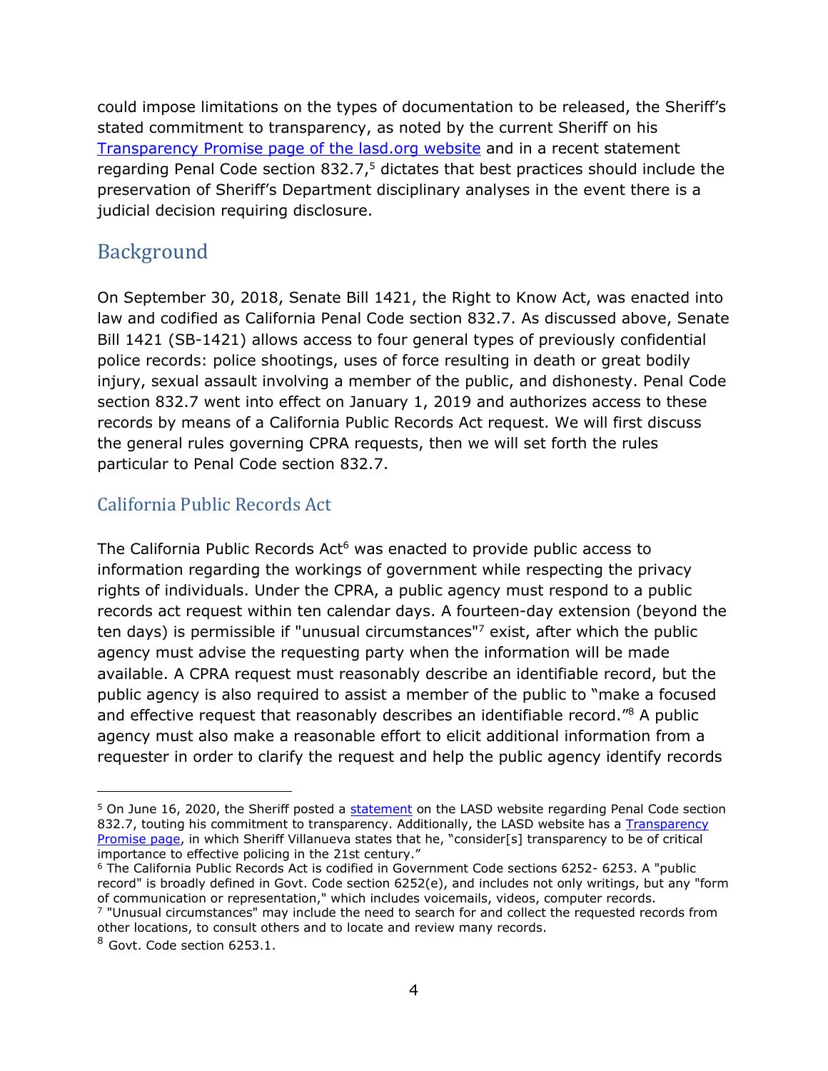could impose limitations on the types of documentation to be released, the Sheriff's stated commitment to transparency, as noted by the current Sheriff on his [Transparency Promise page of the lasd.org website](#) and in a recent statement regarding Penal Code section 832.7,[5] dictates that best practices should include the preservation of Sheriff's Department disciplinary analyses in the event there is a judicial decision requiring disclosure.

## Background

On September 30, 2018, Senate Bill 1421, the Right to Know Act, was enacted into law and codified as California Penal Code section 832.7. As discussed above, Senate Bill 1421 (SB-1421) allows access to four general types of previously confidential police records: police shootings, uses of force resulting in death or great bodily injury, sexual assault involving a member of the public, and dishonesty. Penal Code section 832.7 went into effect on January 1, 2019 and authorizes access to these records by means of a California Public Records Act request. We will first discuss the general rules governing CPRA requests, then we will set forth the rules particular to Penal Code section 832.7.

### California Public Records Act

The California Public Records Act[6] was enacted to provide public access to information regarding the workings of government while respecting the privacy rights of individuals. Under the CPRA, a public agency must respond to a public records act request within ten calendar days. A fourteen-day extension (beyond the ten days) is permissible if "unusual circumstances"[7] exist, after which the public agency must advise the requesting party when the information will be made available. A CPRA request must reasonably describe an identifiable record, but the public agency is also required to assist a member of the public to "make a focused and effective request that reasonably describes an identifiable record."[8] A public agency must also make a reasonable effort to elicit additional information from a requester in order to clarify the request and help the public agency identify records

---

[5] On June 16, 2020, the Sheriff posted a statement on the LASD website regarding Penal Code section 832.7, touting his commitment to transparency. Additionally, the LASD website has a Transparency Promise page, in which Sheriff Villanueva states that he, "consider[s] transparency to be of critical importance to effective policing in the 21st century."

[6] The California Public Records Act is codified in Government Code sections 6252- 6253. A "public record" is broadly defined in Govt. Code section 6252(e), and includes not only writings, but any "form of communication or representation," which includes voicemails, videos, computer records.

[7] "Unusual circumstances" may include the need to search for and collect the requested records from other locations, to consult others and to locate and review many records.

[8] Govt. Code section 6253.1.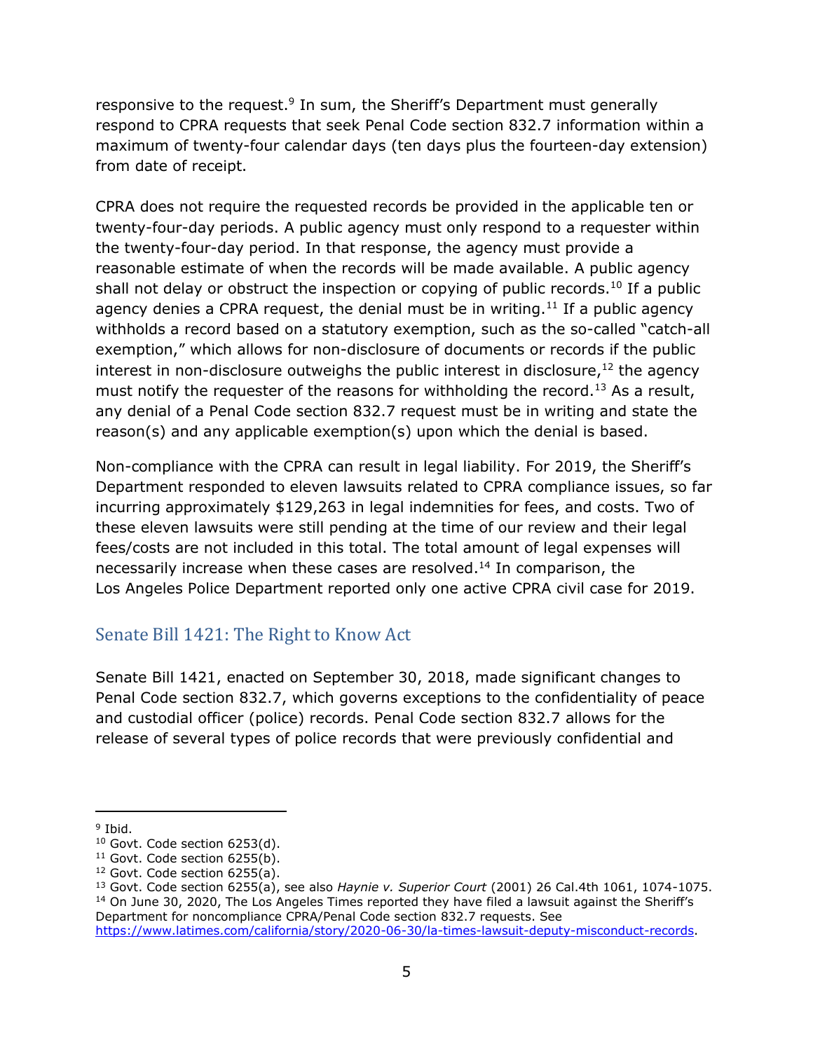responsive to the request.[9] In sum, the Sheriff's Department must generally respond to CPRA requests that seek Penal Code section 832.7 information within a maximum of twenty-four calendar days (ten days plus the fourteen-day extension) from date of receipt.

CPRA does not require the requested records be provided in the applicable ten or twenty-four-day periods. A public agency must only respond to a requester within the twenty-four-day period. In that response, the agency must provide a reasonable estimate of when the records will be made available. A public agency shall not delay or obstruct the inspection or copying of public records.[10] If a public agency denies a CPRA request, the denial must be in writing.[11] If a public agency withholds a record based on a statutory exemption, such as the so-called "catch-all exemption," which allows for non-disclosure of documents or records if the public interest in non-disclosure outweighs the public interest in disclosure,[12] the agency must notify the requester of the reasons for withholding the record.[13] As a result, any denial of a Penal Code section 832.7 request must be in writing and state the reason(s) and any applicable exemption(s) upon which the denial is based.

Non-compliance with the CPRA can result in legal liability. For 2019, the Sheriff's Department responded to eleven lawsuits related to CPRA compliance issues, so far incurring approximately $129,263 in legal indemnities for fees, and costs. Two of these eleven lawsuits were still pending at the time of our review and their legal fees/costs are not included in this total. The total amount of legal expenses will necessarily increase when these cases are resolved.[14] In comparison, the Los Angeles Police Department reported only one active CPRA civil case for 2019.

## Senate Bill 1421: The Right to Know Act

Senate Bill 1421, enacted on September 30, 2018, made significant changes to Penal Code section 832.7, which governs exceptions to the confidentiality of peace and custodial officer (police) records. Penal Code section 832.7 allows for the release of several types of police records that were previously confidential and

---

[9] Ibid.

[10] Govt. Code section 6253(d).

[11] Govt. Code section 6255(b).

[12] Govt. Code section 6255(a).

[13] Govt. Code section 6255(a), see also *Haynie v. Superior Court* (2001) 26 Cal.4th 1061, 1074-1075.

[14] On June 30, 2020, The Los Angeles Times reported they have filed a lawsuit against the Sheriff's Department for noncompliance CPRA/Penal Code section 832.7 requests. See https://www.latimes.com/california/story/2020-06-30/la-times-lawsuit-deputy-misconduct-records.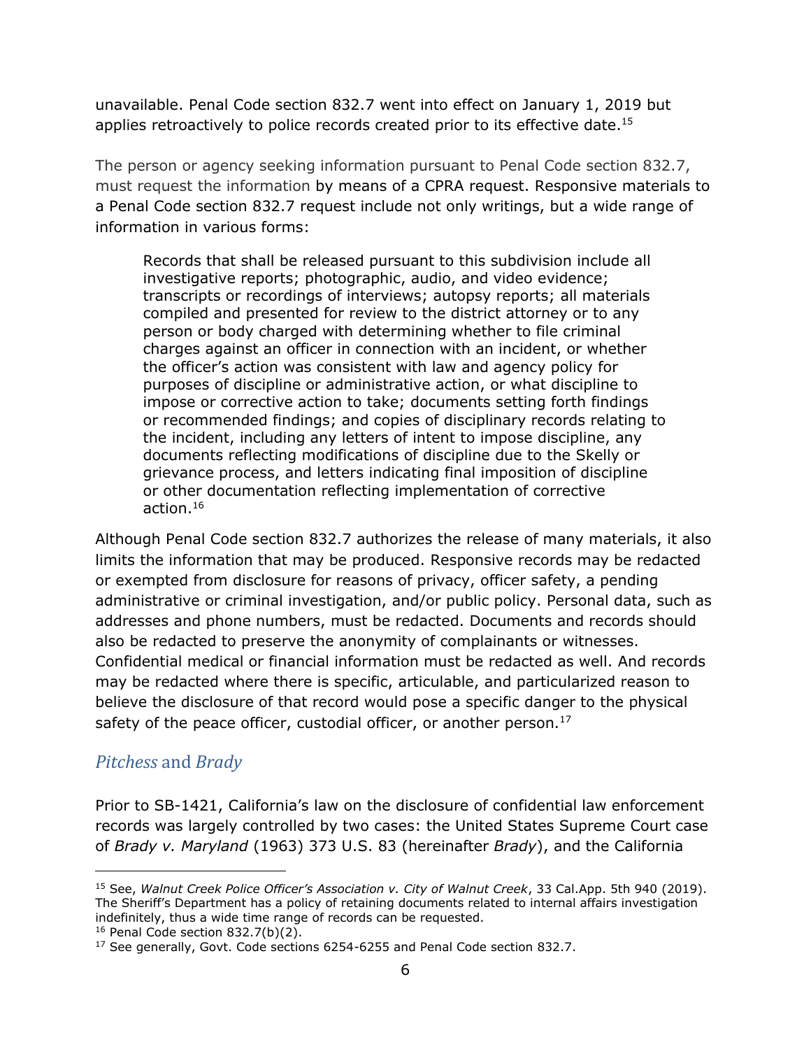unavailable. Penal Code section 832.7 went into effect on January 1, 2019 but applies retroactively to police records created prior to its effective date.[15]

The person or agency seeking information pursuant to Penal Code section 832.7, must request the information by means of a CPRA request. Responsive materials to a Penal Code section 832.7 request include not only writings, but a wide range of information in various forms:

> Records that shall be released pursuant to this subdivision include all investigative reports; photographic, audio, and video evidence; transcripts or recordings of interviews; autopsy reports; all materials compiled and presented for review to the district attorney or to any person or body charged with determining whether to file criminal charges against an officer in connection with an incident, or whether the officer's action was consistent with law and agency policy for purposes of discipline or administrative action, or what discipline to impose or corrective action to take; documents setting forth findings or recommended findings; and copies of disciplinary records relating to the incident, including any letters of intent to impose discipline, any documents reflecting modifications of discipline due to the Skelly or grievance process, and letters indicating final imposition of discipline or other documentation reflecting implementation of corrective action.[16]

Although Penal Code section 832.7 authorizes the release of many materials, it also limits the information that may be produced. Responsive records may be redacted or exempted from disclosure for reasons of privacy, officer safety, a pending administrative or criminal investigation, and/or public policy. Personal data, such as addresses and phone numbers, must be redacted. Documents and records should also be redacted to preserve the anonymity of complainants or witnesses. Confidential medical or financial information must be redacted as well. And records may be redacted where there is specific, articulable, and particularized reason to believe the disclosure of that record would pose a specific danger to the physical safety of the peace officer, custodial officer, or another person.[17]

## *Pitchess* and *Brady*

Prior to SB-1421, California's law on the disclosure of confidential law enforcement records was largely controlled by two cases: the United States Supreme Court case of *Brady v. Maryland* (1963) 373 U.S. 83 (hereinafter *Brady*), and the California

---

[15] See, *Walnut Creek Police Officer's Association v. City of Walnut Creek*, 33 Cal.App. 5th 940 (2019). The Sheriff's Department has a policy of retaining documents related to internal affairs investigation indefinitely, thus a wide time range of records can be requested.

[16] Penal Code section 832.7(b)(2).

[17] See generally, Govt. Code sections 6254-6255 and Penal Code section 832.7.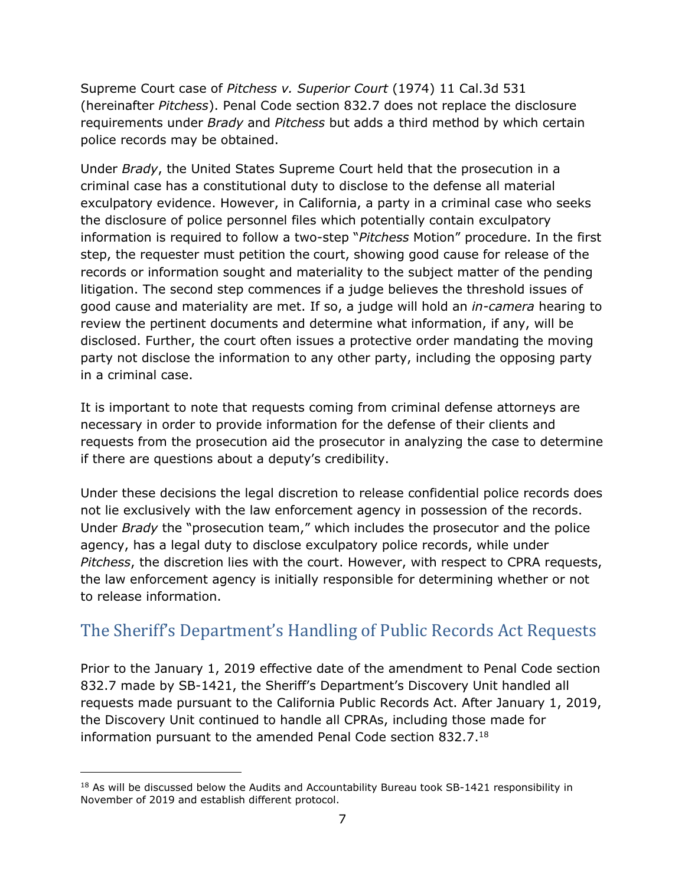Supreme Court case of *Pitchess v. Superior Court* (1974) 11 Cal.3d 531 (hereinafter *Pitchess*). Penal Code section 832.7 does not replace the disclosure requirements under *Brady* and *Pitchess* but adds a third method by which certain police records may be obtained.

Under *Brady*, the United States Supreme Court held that the prosecution in a criminal case has a constitutional duty to disclose to the defense all material exculpatory evidence. However, in California, a party in a criminal case who seeks the disclosure of police personnel files which potentially contain exculpatory information is required to follow a two-step "*Pitchess* Motion" procedure. In the first step, the requester must petition the court, showing good cause for release of the records or information sought and materiality to the subject matter of the pending litigation. The second step commences if a judge believes the threshold issues of good cause and materiality are met. If so, a judge will hold an *in-camera* hearing to review the pertinent documents and determine what information, if any, will be disclosed. Further, the court often issues a protective order mandating the moving party not disclose the information to any other party, including the opposing party in a criminal case.

It is important to note that requests coming from criminal defense attorneys are necessary in order to provide information for the defense of their clients and requests from the prosecution aid the prosecutor in analyzing the case to determine if there are questions about a deputy's credibility.

Under these decisions the legal discretion to release confidential police records does not lie exclusively with the law enforcement agency in possession of the records. Under *Brady* the "prosecution team," which includes the prosecutor and the police agency, has a legal duty to disclose exculpatory police records, while under *Pitchess*, the discretion lies with the court. However, with respect to CPRA requests, the law enforcement agency is initially responsible for determining whether or not to release information.

## The Sheriff's Department's Handling of Public Records Act Requests

Prior to the January 1, 2019 effective date of the amendment to Penal Code section 832.7 made by SB-1421, the Sheriff's Department's Discovery Unit handled all requests made pursuant to the California Public Records Act. After January 1, 2019, the Discovery Unit continued to handle all CPRAs, including those made for information pursuant to the amended Penal Code section 832.7.[18]

---

[18] As will be discussed below the Audits and Accountability Bureau took SB-1421 responsibility in November of 2019 and establish different protocol.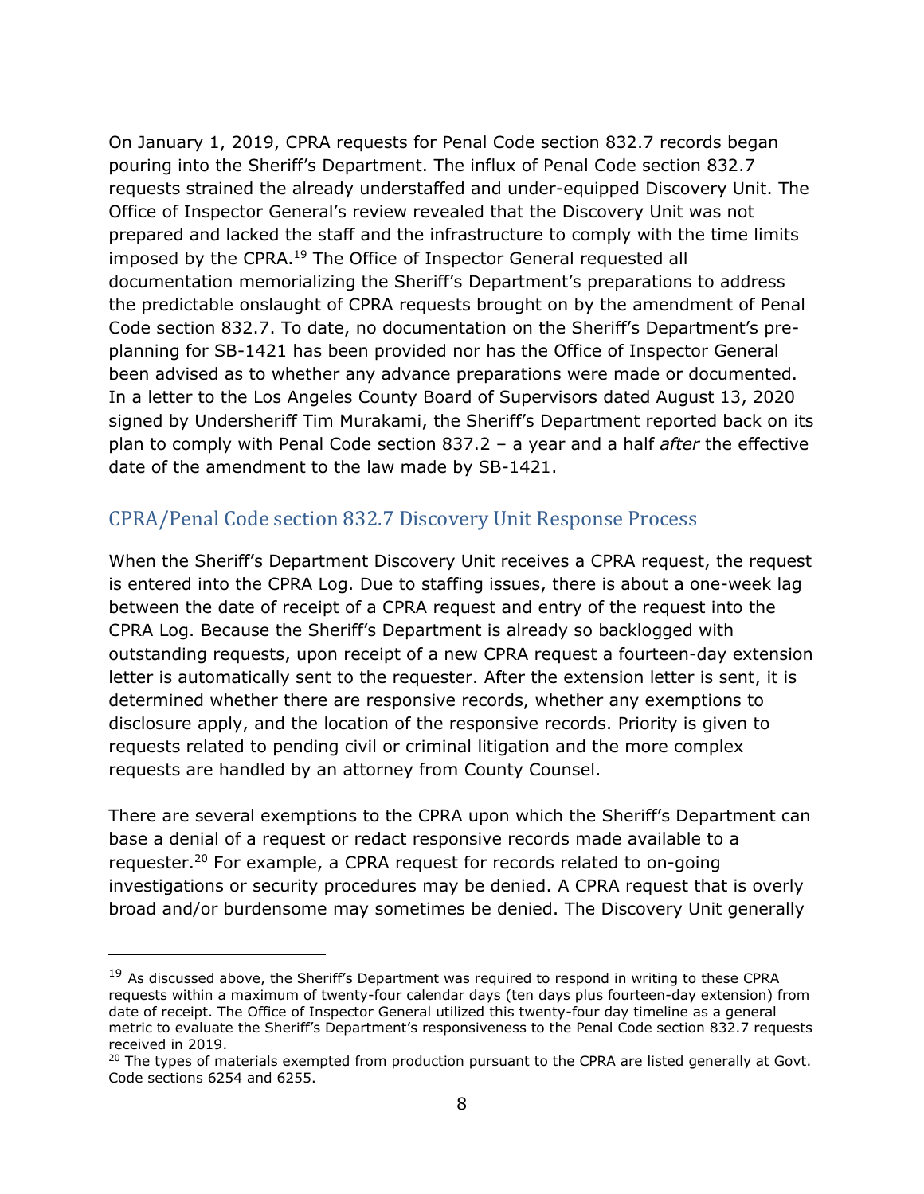On January 1, 2019, CPRA requests for Penal Code section 832.7 records began pouring into the Sheriff's Department. The influx of Penal Code section 832.7 requests strained the already understaffed and under-equipped Discovery Unit. The Office of Inspector General's review revealed that the Discovery Unit was not prepared and lacked the staff and the infrastructure to comply with the time limits imposed by the CPRA.[19] The Office of Inspector General requested all documentation memorializing the Sheriff's Department's preparations to address the predictable onslaught of CPRA requests brought on by the amendment of Penal Code section 832.7. To date, no documentation on the Sheriff's Department's pre-planning for SB-1421 has been provided nor has the Office of Inspector General been advised as to whether any advance preparations were made or documented. In a letter to the Los Angeles County Board of Supervisors dated August 13, 2020 signed by Undersheriff Tim Murakami, the Sheriff's Department reported back on its plan to comply with Penal Code section 837.2 – a year and a half *after* the effective date of the amendment to the law made by SB-1421.

## CPRA/Penal Code section 832.7 Discovery Unit Response Process

When the Sheriff's Department Discovery Unit receives a CPRA request, the request is entered into the CPRA Log. Due to staffing issues, there is about a one-week lag between the date of receipt of a CPRA request and entry of the request into the CPRA Log. Because the Sheriff's Department is already so backlogged with outstanding requests, upon receipt of a new CPRA request a fourteen-day extension letter is automatically sent to the requester. After the extension letter is sent, it is determined whether there are responsive records, whether any exemptions to disclosure apply, and the location of the responsive records. Priority is given to requests related to pending civil or criminal litigation and the more complex requests are handled by an attorney from County Counsel.

There are several exemptions to the CPRA upon which the Sheriff's Department can base a denial of a request or redact responsive records made available to a requester.[20] For example, a CPRA request for records related to on-going investigations or security procedures may be denied. A CPRA request that is overly broad and/or burdensome may sometimes be denied. The Discovery Unit generally

---

[19] As discussed above, the Sheriff's Department was required to respond in writing to these CPRA requests within a maximum of twenty-four calendar days (ten days plus fourteen-day extension) from date of receipt. The Office of Inspector General utilized this twenty-four day timeline as a general metric to evaluate the Sheriff's Department's responsiveness to the Penal Code section 832.7 requests received in 2019.

[20] The types of materials exempted from production pursuant to the CPRA are listed generally at Govt. Code sections 6254 and 6255.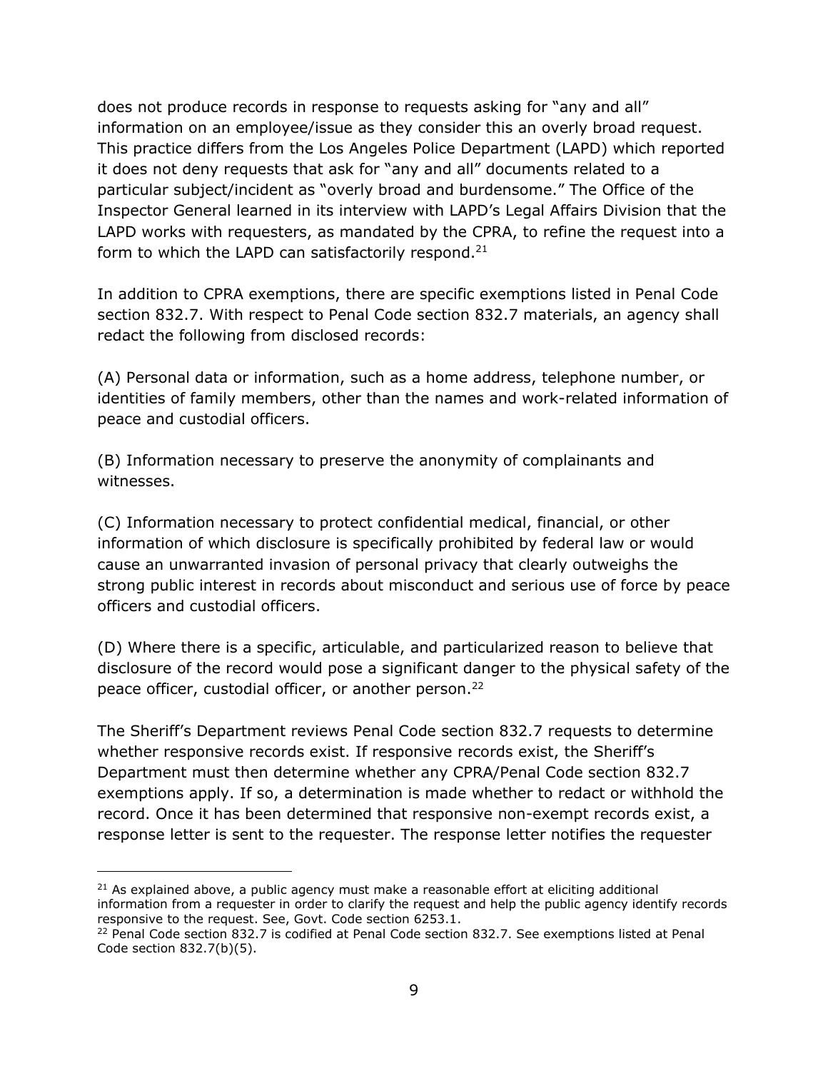does not produce records in response to requests asking for "any and all" information on an employee/issue as they consider this an overly broad request. This practice differs from the Los Angeles Police Department (LAPD) which reported it does not deny requests that ask for "any and all" documents related to a particular subject/incident as "overly broad and burdensome." The Office of the Inspector General learned in its interview with LAPD's Legal Affairs Division that the LAPD works with requesters, as mandated by the CPRA, to refine the request into a form to which the LAPD can satisfactorily respond.[21]

In addition to CPRA exemptions, there are specific exemptions listed in Penal Code section 832.7. With respect to Penal Code section 832.7 materials, an agency shall redact the following from disclosed records:

(A) Personal data or information, such as a home address, telephone number, or identities of family members, other than the names and work-related information of peace and custodial officers.

(B) Information necessary to preserve the anonymity of complainants and witnesses.

(C) Information necessary to protect confidential medical, financial, or other information of which disclosure is specifically prohibited by federal law or would cause an unwarranted invasion of personal privacy that clearly outweighs the strong public interest in records about misconduct and serious use of force by peace officers and custodial officers.

(D) Where there is a specific, articulable, and particularized reason to believe that disclosure of the record would pose a significant danger to the physical safety of the peace officer, custodial officer, or another person.[22]

The Sheriff's Department reviews Penal Code section 832.7 requests to determine whether responsive records exist. If responsive records exist, the Sheriff's Department must then determine whether any CPRA/Penal Code section 832.7 exemptions apply. If so, a determination is made whether to redact or withhold the record. Once it has been determined that responsive non-exempt records exist, a response letter is sent to the requester. The response letter notifies the requester

---

[21] As explained above, a public agency must make a reasonable effort at eliciting additional information from a requester in order to clarify the request and help the public agency identify records responsive to the request. See, Govt. Code section 6253.1.

[22] Penal Code section 832.7 is codified at Penal Code section 832.7. See exemptions listed at Penal Code section 832.7(b)(5).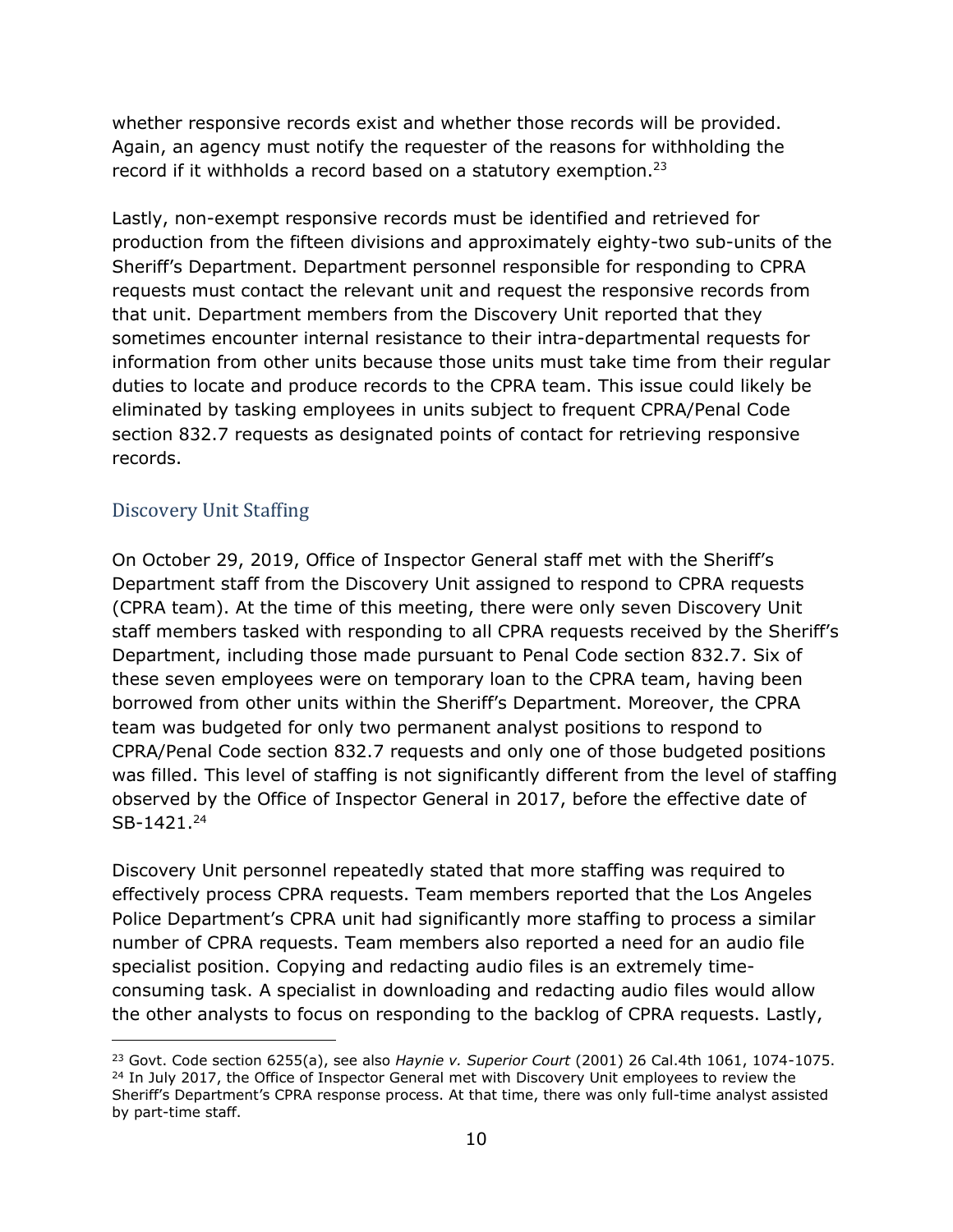whether responsive records exist and whether those records will be provided. Again, an agency must notify the requester of the reasons for withholding the record if it withholds a record based on a statutory exemption.[23]

Lastly, non-exempt responsive records must be identified and retrieved for production from the fifteen divisions and approximately eighty-two sub-units of the Sheriff's Department. Department personnel responsible for responding to CPRA requests must contact the relevant unit and request the responsive records from that unit. Department members from the Discovery Unit reported that they sometimes encounter internal resistance to their intra-departmental requests for information from other units because those units must take time from their regular duties to locate and produce records to the CPRA team. This issue could likely be eliminated by tasking employees in units subject to frequent CPRA/Penal Code section 832.7 requests as designated points of contact for retrieving responsive records.

## Discovery Unit Staffing

On October 29, 2019, Office of Inspector General staff met with the Sheriff's Department staff from the Discovery Unit assigned to respond to CPRA requests (CPRA team). At the time of this meeting, there were only seven Discovery Unit staff members tasked with responding to all CPRA requests received by the Sheriff's Department, including those made pursuant to Penal Code section 832.7. Six of these seven employees were on temporary loan to the CPRA team, having been borrowed from other units within the Sheriff's Department. Moreover, the CPRA team was budgeted for only two permanent analyst positions to respond to CPRA/Penal Code section 832.7 requests and only one of those budgeted positions was filled. This level of staffing is not significantly different from the level of staffing observed by the Office of Inspector General in 2017, before the effective date of SB-1421.[24]

Discovery Unit personnel repeatedly stated that more staffing was required to effectively process CPRA requests. Team members reported that the Los Angeles Police Department's CPRA unit had significantly more staffing to process a similar number of CPRA requests. Team members also reported a need for an audio file specialist position. Copying and redacting audio files is an extremely time-consuming task. A specialist in downloading and redacting audio files would allow the other analysts to focus on responding to the backlog of CPRA requests. Lastly,

---

[23] Govt. Code section 6255(a), see also *Haynie v. Superior Court* (2001) 26 Cal.4th 1061, 1074-1075.

[24] In July 2017, the Office of Inspector General met with Discovery Unit employees to review the Sheriff's Department's CPRA response process. At that time, there was only full-time analyst assisted by part-time staff.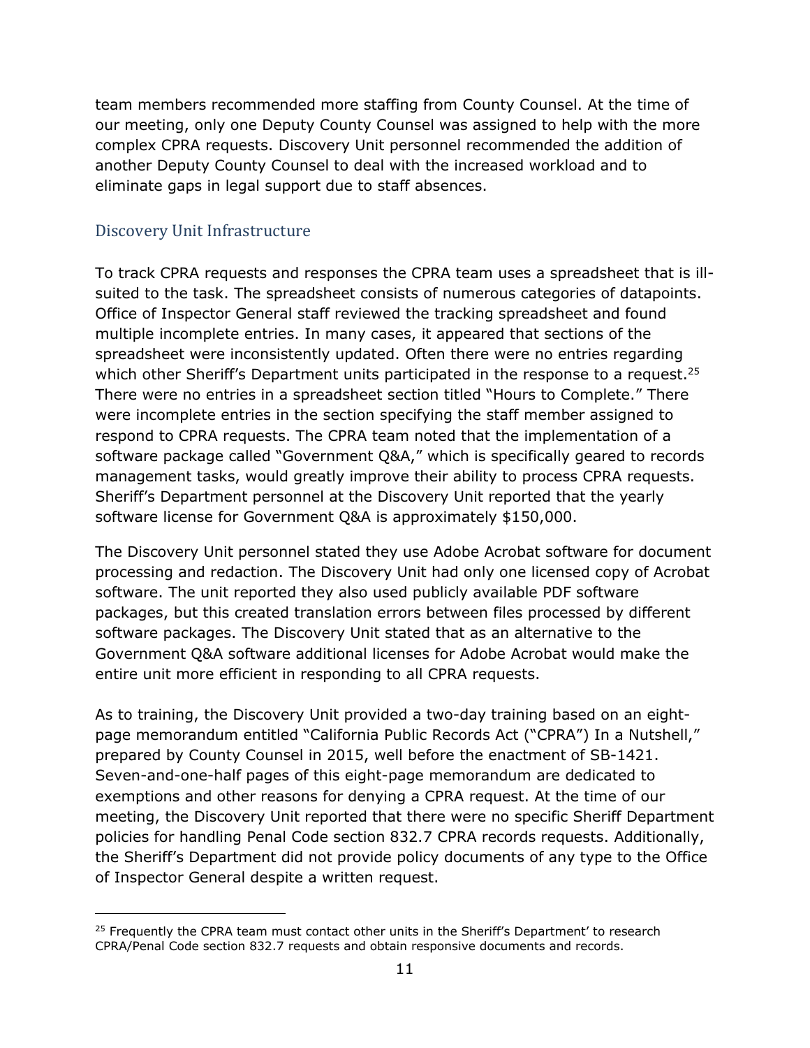team members recommended more staffing from County Counsel. At the time of our meeting, only one Deputy County Counsel was assigned to help with the more complex CPRA requests. Discovery Unit personnel recommended the addition of another Deputy County Counsel to deal with the increased workload and to eliminate gaps in legal support due to staff absences.

## Discovery Unit Infrastructure

To track CPRA requests and responses the CPRA team uses a spreadsheet that is ill-suited to the task. The spreadsheet consists of numerous categories of datapoints. Office of Inspector General staff reviewed the tracking spreadsheet and found multiple incomplete entries. In many cases, it appeared that sections of the spreadsheet were inconsistently updated. Often there were no entries regarding which other Sheriff's Department units participated in the response to a request.[25] There were no entries in a spreadsheet section titled "Hours to Complete." There were incomplete entries in the section specifying the staff member assigned to respond to CPRA requests. The CPRA team noted that the implementation of a software package called "Government Q&A," which is specifically geared to records management tasks, would greatly improve their ability to process CPRA requests. Sheriff's Department personnel at the Discovery Unit reported that the yearly software license for Government Q&A is approximately $150,000.

The Discovery Unit personnel stated they use Adobe Acrobat software for document processing and redaction. The Discovery Unit had only one licensed copy of Acrobat software. The unit reported they also used publicly available PDF software packages, but this created translation errors between files processed by different software packages. The Discovery Unit stated that as an alternative to the Government Q&A software additional licenses for Adobe Acrobat would make the entire unit more efficient in responding to all CPRA requests.

As to training, the Discovery Unit provided a two-day training based on an eight-page memorandum entitled "California Public Records Act ("CPRA") In a Nutshell," prepared by County Counsel in 2015, well before the enactment of SB-1421. Seven-and-one-half pages of this eight-page memorandum are dedicated to exemptions and other reasons for denying a CPRA request. At the time of our meeting, the Discovery Unit reported that there were no specific Sheriff Department policies for handling Penal Code section 832.7 CPRA records requests. Additionally, the Sheriff's Department did not provide policy documents of any type to the Office of Inspector General despite a written request.

---

[25] Frequently the CPRA team must contact other units in the Sheriff's Department' to research CPRA/Penal Code section 832.7 requests and obtain responsive documents and records.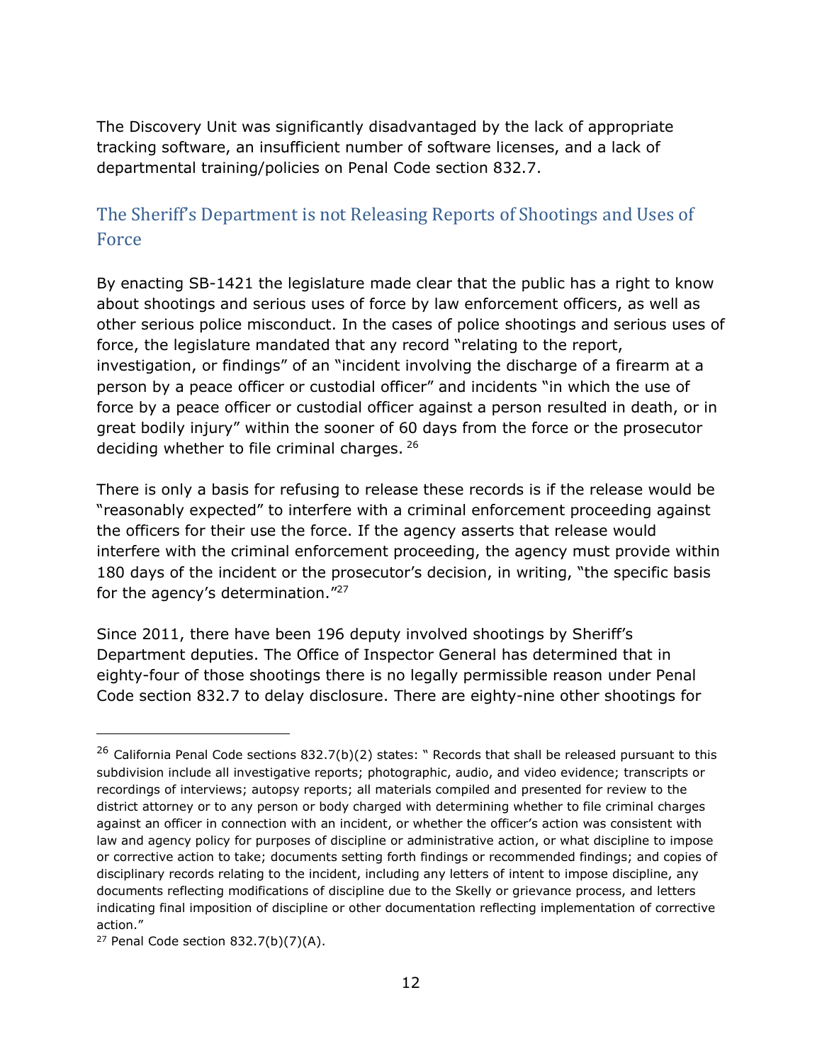The Discovery Unit was significantly disadvantaged by the lack of appropriate tracking software, an insufficient number of software licenses, and a lack of departmental training/policies on Penal Code section 832.7.

## The Sheriff's Department is not Releasing Reports of Shootings and Uses of Force

By enacting SB-1421 the legislature made clear that the public has a right to know about shootings and serious uses of force by law enforcement officers, as well as other serious police misconduct. In the cases of police shootings and serious uses of force, the legislature mandated that any record "relating to the report, investigation, or findings" of an "incident involving the discharge of a firearm at a person by a peace officer or custodial officer" and incidents "in which the use of force by a peace officer or custodial officer against a person resulted in death, or in great bodily injury" within the sooner of 60 days from the force or the prosecutor deciding whether to file criminal charges. [26]

There is only a basis for refusing to release these records is if the release would be "reasonably expected" to interfere with a criminal enforcement proceeding against the officers for their use the force. If the agency asserts that release would interfere with the criminal enforcement proceeding, the agency must provide within 180 days of the incident or the prosecutor's decision, in writing, "the specific basis for the agency's determination."[27]

Since 2011, there have been 196 deputy involved shootings by Sheriff's Department deputies. The Office of Inspector General has determined that in eighty-four of those shootings there is no legally permissible reason under Penal Code section 832.7 to delay disclosure. There are eighty-nine other shootings for

---

[26] California Penal Code sections 832.7(b)(2) states: " Records that shall be released pursuant to this subdivision include all investigative reports; photographic, audio, and video evidence; transcripts or recordings of interviews; autopsy reports; all materials compiled and presented for review to the district attorney or to any person or body charged with determining whether to file criminal charges against an officer in connection with an incident, or whether the officer's action was consistent with law and agency policy for purposes of discipline or administrative action, or what discipline to impose or corrective action to take; documents setting forth findings or recommended findings; and copies of disciplinary records relating to the incident, including any letters of intent to impose discipline, any documents reflecting modifications of discipline due to the Skelly or grievance process, and letters indicating final imposition of discipline or other documentation reflecting implementation of corrective action."

[27] Penal Code section 832.7(b)(7)(A).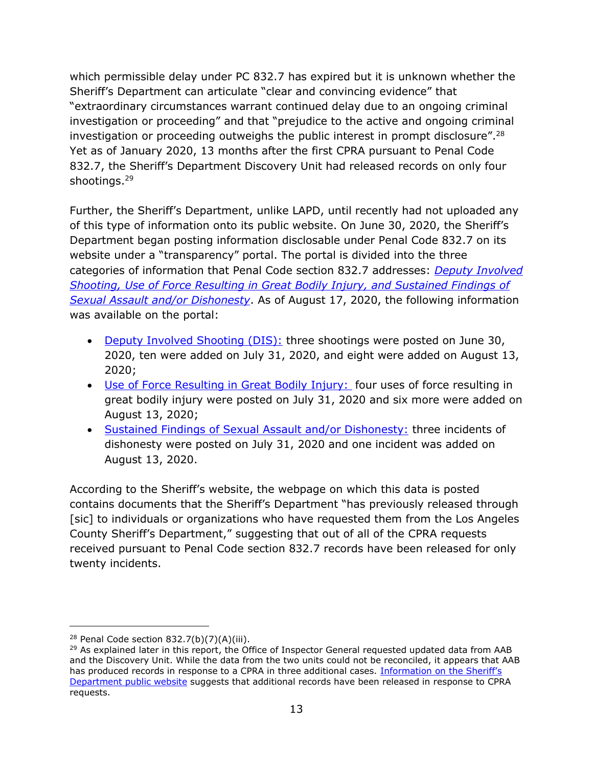which permissible delay under PC 832.7 has expired but it is unknown whether the Sheriff's Department can articulate "clear and convincing evidence" that "extraordinary circumstances warrant continued delay due to an ongoing criminal investigation or proceeding" and that "prejudice to the active and ongoing criminal investigation or proceeding outweighs the public interest in prompt disclosure".[28] Yet as of January 2020, 13 months after the first CPRA pursuant to Penal Code 832.7, the Sheriff's Department Discovery Unit had released records on only four shootings.[29]

Further, the Sheriff's Department, unlike LAPD, until recently had not uploaded any of this type of information onto its public website. On June 30, 2020, the Sheriff's Department began posting information disclosable under Penal Code 832.7 on its website under a "transparency" portal. The portal is divided into the three categories of information that Penal Code section 832.7 addresses: *Deputy Involved Shooting, Use of Force Resulting in Great Bodily Injury, and Sustained Findings of Sexual Assault and/or Dishonesty*. As of August 17, 2020, the following information was available on the portal:

- Deputy Involved Shooting (DIS): three shootings were posted on June 30, 2020, ten were added on July 31, 2020, and eight were added on August 13, 2020;
- Use of Force Resulting in Great Bodily Injury: four uses of force resulting in great bodily injury were posted on July 31, 2020 and six more were added on August 13, 2020;
- Sustained Findings of Sexual Assault and/or Dishonesty: three incidents of dishonesty were posted on July 31, 2020 and one incident was added on August 13, 2020.

According to the Sheriff's website, the webpage on which this data is posted contains documents that the Sheriff's Department "has previously released through [sic] to individuals or organizations who have requested them from the Los Angeles County Sheriff's Department," suggesting that out of all of the CPRA requests received pursuant to Penal Code section 832.7 records have been released for only twenty incidents.

---

[28] Penal Code section 832.7(b)(7)(A)(iii).

[29] As explained later in this report, the Office of Inspector General requested updated data from AAB and the Discovery Unit. While the data from the two units could not be reconciled, it appears that AAB has produced records in response to a CPRA in three additional cases. Information on the Sheriff's Department public website suggests that additional records have been released in response to CPRA requests.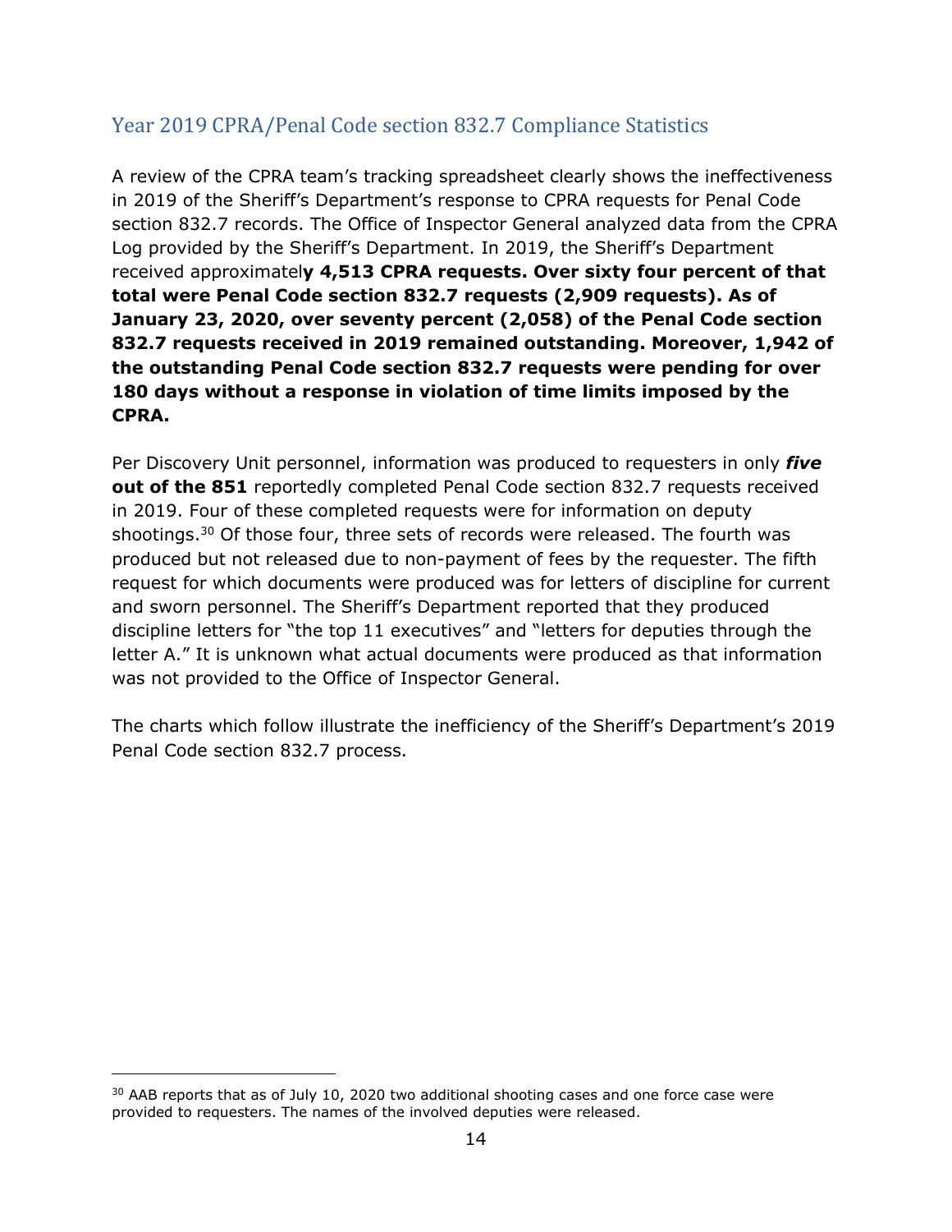## Year 2019 CPRA/Penal Code section 832.7 Compliance Statistics

A review of the CPRA team's tracking spreadsheet clearly shows the ineffectiveness in 2019 of the Sheriff's Department's response to CPRA requests for Penal Code section 832.7 records. The Office of Inspector General analyzed data from the CPRA Log provided by the Sheriff's Department. In 2019, the Sheriff's Department received approximatel**y 4,513 CPRA requests. Over sixty four percent of that total were Penal Code section 832.7 requests (2,909 requests). As of January 23, 2020, over seventy percent (2,058) of the Penal Code section 832.7 requests received in 2019 remained outstanding. Moreover, 1,942 of the outstanding Penal Code section 832.7 requests were pending for over 180 days without a response in violation of time limits imposed by the CPRA.**

Per Discovery Unit personnel, information was produced to requesters in only ***five*** **out of the 851** reportedly completed Penal Code section 832.7 requests received in 2019. Four of these completed requests were for information on deputy shootings.[30] Of those four, three sets of records were released. The fourth was produced but not released due to non-payment of fees by the requester. The fifth request for which documents were produced was for letters of discipline for current and sworn personnel. The Sheriff's Department reported that they produced discipline letters for "the top 11 executives" and "letters for deputies through the letter A." It is unknown what actual documents were produced as that information was not provided to the Office of Inspector General.

The charts which follow illustrate the inefficiency of the Sheriff's Department's 2019 Penal Code section 832.7 process.

---

[30] AAB reports that as of July 10, 2020 two additional shooting cases and one force case were provided to requesters. The names of the involved deputies were released.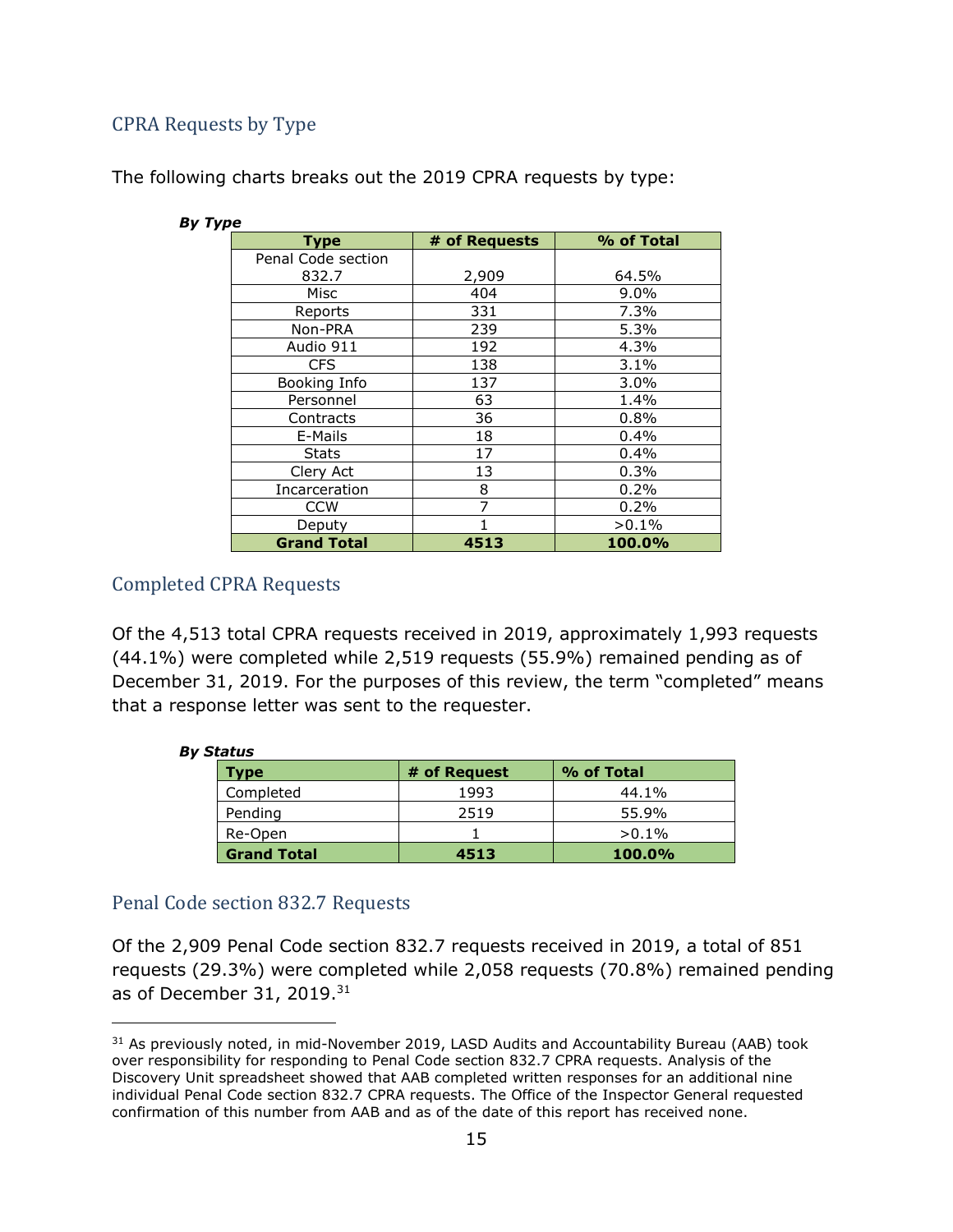## CPRA Requests by Type

The following charts breaks out the 2019 CPRA requests by type:

***By Type***

| Type | # of Requests | % of Total |
|---|---|---|
| Penal Code section 832.7 | 2,909 | 64.5% |
| Misc | 404 | 9.0% |
| Reports | 331 | 7.3% |
| Non-PRA | 239 | 5.3% |
| Audio 911 | 192 | 4.3% |
| CFS | 138 | 3.1% |
| Booking Info | 137 | 3.0% |
| Personnel | 63 | 1.4% |
| Contracts | 36 | 0.8% |
| E-Mails | 18 | 0.4% |
| Stats | 17 | 0.4% |
| Clery Act | 13 | 0.3% |
| Incarceration | 8 | 0.2% |
| CCW | 7 | 0.2% |
| Deputy | 1 | >0.1% |
| **Grand Total** | **4513** | **100.0%** |

## Completed CPRA Requests

Of the 4,513 total CPRA requests received in 2019, approximately 1,993 requests (44.1%) were completed while 2,519 requests (55.9%) remained pending as of December 31, 2019. For the purposes of this review, the term "completed" means that a response letter was sent to the requester.

***By Status***

| Type | # of Request | % of Total |
|---|---|---|
| Completed | 1993 | 44.1% |
| Pending | 2519 | 55.9% |
| Re-Open | 1 | >0.1% |
| **Grand Total** | **4513** | **100.0%** |

## Penal Code section 832.7 Requests

Of the 2,909 Penal Code section 832.7 requests received in 2019, a total of 851 requests (29.3%) were completed while 2,058 requests (70.8%) remained pending as of December 31, 2019.[31]

---

[31] As previously noted, in mid-November 2019, LASD Audits and Accountability Bureau (AAB) took over responsibility for responding to Penal Code section 832.7 CPRA requests. Analysis of the Discovery Unit spreadsheet showed that AAB completed written responses for an additional nine individual Penal Code section 832.7 CPRA requests. The Office of the Inspector General requested confirmation of this number from AAB and as of the date of this report has received none.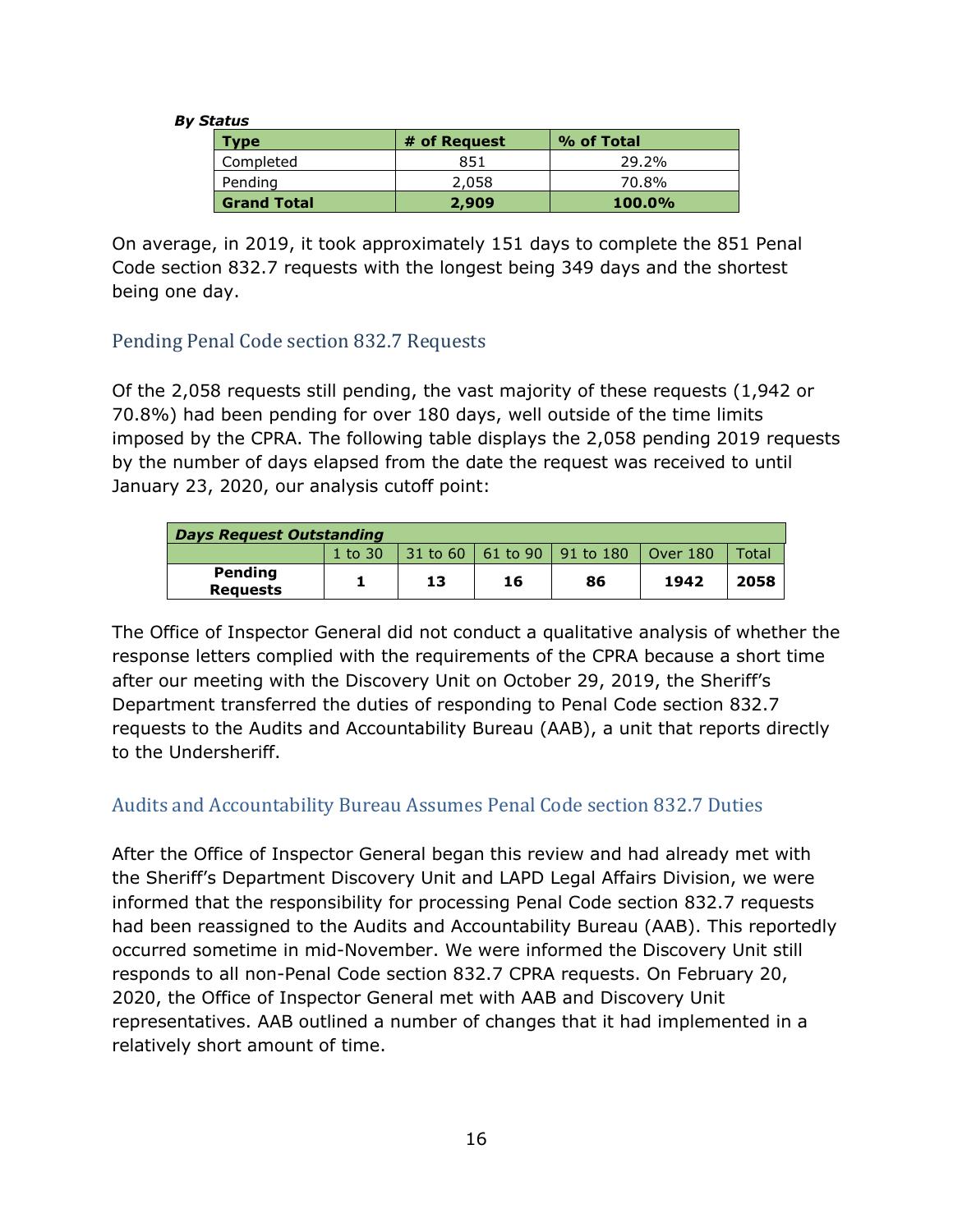***By Status***

| Type | # of Request | % of Total |
|---|---|---|
| Completed | 851 | 29.2% |
| Pending | 2,058 | 70.8% |
| **Grand Total** | **2,909** | **100.0%** |

On average, in 2019, it took approximately 151 days to complete the 851 Penal Code section 832.7 requests with the longest being 349 days and the shortest being one day.

## Pending Penal Code section 832.7 Requests

Of the 2,058 requests still pending, the vast majority of these requests (1,942 or 70.8%) had been pending for over 180 days, well outside of the time limits imposed by the CPRA. The following table displays the 2,058 pending 2019 requests by the number of days elapsed from the date the request was received to until January 23, 2020, our analysis cutoff point:

| ***Days Request Outstanding*** | | | | | | |
|---|---|---|---|---|---|---|
| | 1 to 30 | 31 to 60 | 61 to 90 | 91 to 180 | Over 180 | Total |
| **Pending Requests** | **1** | **13** | **16** | **86** | **1942** | **2058** |

The Office of Inspector General did not conduct a qualitative analysis of whether the response letters complied with the requirements of the CPRA because a short time after our meeting with the Discovery Unit on October 29, 2019, the Sheriff's Department transferred the duties of responding to Penal Code section 832.7 requests to the Audits and Accountability Bureau (AAB), a unit that reports directly to the Undersheriff.

## Audits and Accountability Bureau Assumes Penal Code section 832.7 Duties

After the Office of Inspector General began this review and had already met with the Sheriff's Department Discovery Unit and LAPD Legal Affairs Division, we were informed that the responsibility for processing Penal Code section 832.7 requests had been reassigned to the Audits and Accountability Bureau (AAB). This reportedly occurred sometime in mid-November. We were informed the Discovery Unit still responds to all non-Penal Code section 832.7 CPRA requests. On February 20, 2020, the Office of Inspector General met with AAB and Discovery Unit representatives. AAB outlined a number of changes that it had implemented in a relatively short amount of time.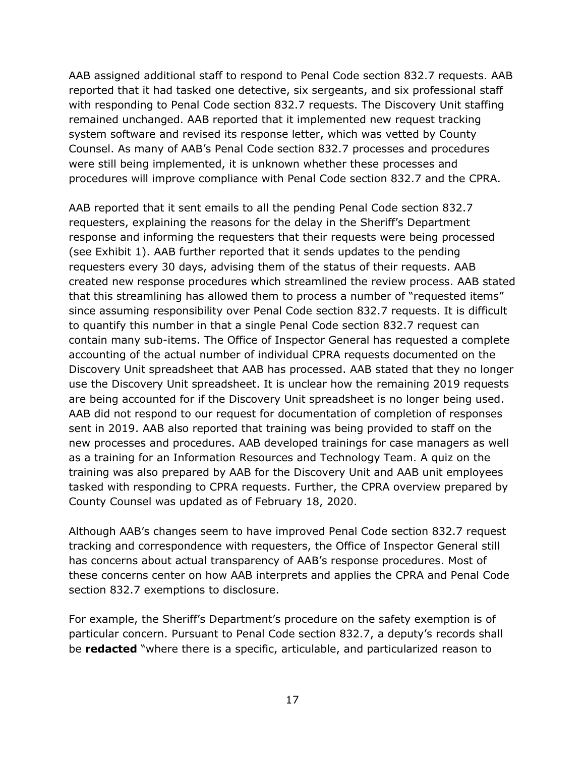AAB assigned additional staff to respond to Penal Code section 832.7 requests. AAB reported that it had tasked one detective, six sergeants, and six professional staff with responding to Penal Code section 832.7 requests. The Discovery Unit staffing remained unchanged. AAB reported that it implemented new request tracking system software and revised its response letter, which was vetted by County Counsel. As many of AAB's Penal Code section 832.7 processes and procedures were still being implemented, it is unknown whether these processes and procedures will improve compliance with Penal Code section 832.7 and the CPRA.

AAB reported that it sent emails to all the pending Penal Code section 832.7 requesters, explaining the reasons for the delay in the Sheriff's Department response and informing the requesters that their requests were being processed (see Exhibit 1). AAB further reported that it sends updates to the pending requesters every 30 days, advising them of the status of their requests. AAB created new response procedures which streamlined the review process. AAB stated that this streamlining has allowed them to process a number of "requested items" since assuming responsibility over Penal Code section 832.7 requests. It is difficult to quantify this number in that a single Penal Code section 832.7 request can contain many sub-items. The Office of Inspector General has requested a complete accounting of the actual number of individual CPRA requests documented on the Discovery Unit spreadsheet that AAB has processed. AAB stated that they no longer use the Discovery Unit spreadsheet. It is unclear how the remaining 2019 requests are being accounted for if the Discovery Unit spreadsheet is no longer being used. AAB did not respond to our request for documentation of completion of responses sent in 2019. AAB also reported that training was being provided to staff on the new processes and procedures. AAB developed trainings for case managers as well as a training for an Information Resources and Technology Team. A quiz on the training was also prepared by AAB for the Discovery Unit and AAB unit employees tasked with responding to CPRA requests. Further, the CPRA overview prepared by County Counsel was updated as of February 18, 2020.

Although AAB's changes seem to have improved Penal Code section 832.7 request tracking and correspondence with requesters, the Office of Inspector General still has concerns about actual transparency of AAB's response procedures. Most of these concerns center on how AAB interprets and applies the CPRA and Penal Code section 832.7 exemptions to disclosure.

For example, the Sheriff's Department's procedure on the safety exemption is of particular concern. Pursuant to Penal Code section 832.7, a deputy's records shall be **redacted** "where there is a specific, articulable, and particularized reason to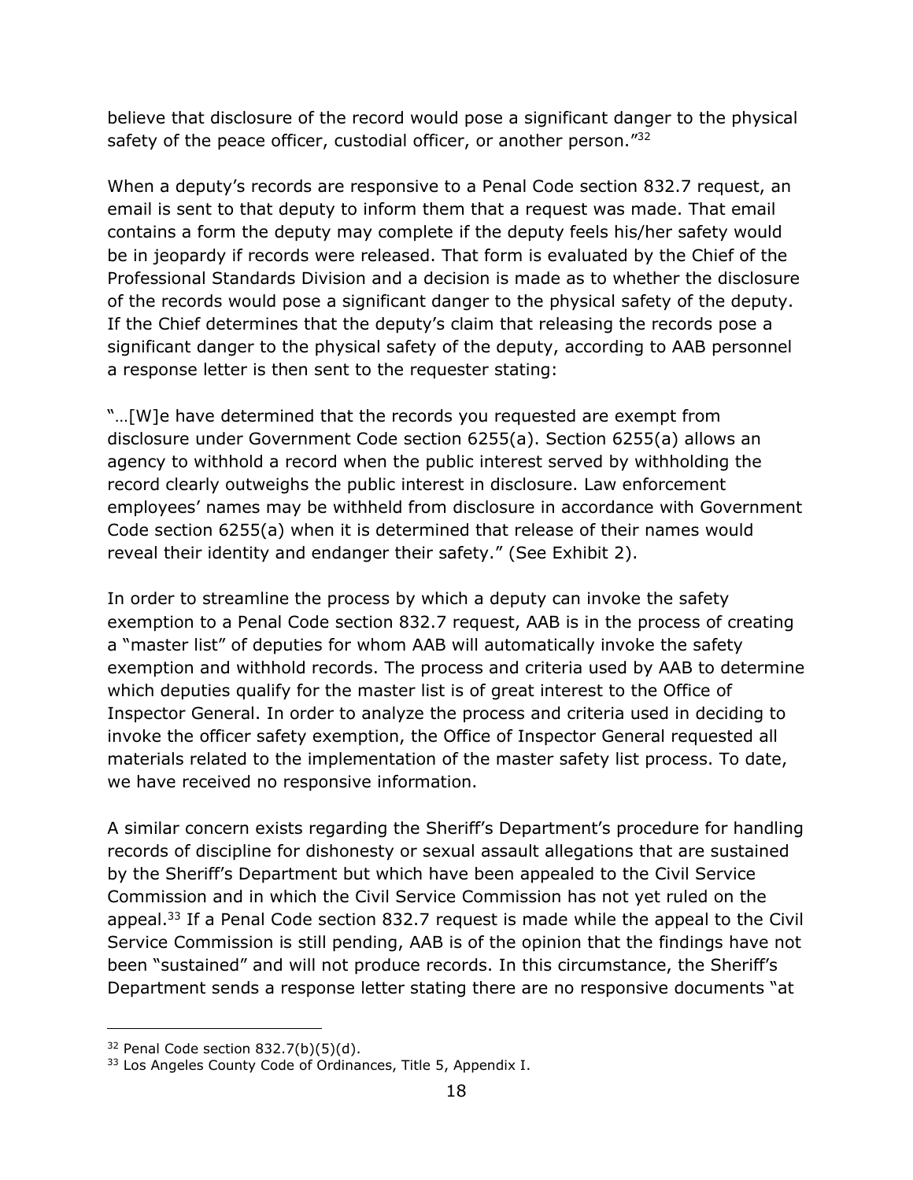believe that disclosure of the record would pose a significant danger to the physical safety of the peace officer, custodial officer, or another person."[32]

When a deputy's records are responsive to a Penal Code section 832.7 request, an email is sent to that deputy to inform them that a request was made. That email contains a form the deputy may complete if the deputy feels his/her safety would be in jeopardy if records were released. That form is evaluated by the Chief of the Professional Standards Division and a decision is made as to whether the disclosure of the records would pose a significant danger to the physical safety of the deputy. If the Chief determines that the deputy's claim that releasing the records pose a significant danger to the physical safety of the deputy, according to AAB personnel a response letter is then sent to the requester stating:

"…[W]e have determined that the records you requested are exempt from disclosure under Government Code section 6255(a). Section 6255(a) allows an agency to withhold a record when the public interest served by withholding the record clearly outweighs the public interest in disclosure. Law enforcement employees' names may be withheld from disclosure in accordance with Government Code section 6255(a) when it is determined that release of their names would reveal their identity and endanger their safety." (See Exhibit 2).

In order to streamline the process by which a deputy can invoke the safety exemption to a Penal Code section 832.7 request, AAB is in the process of creating a "master list" of deputies for whom AAB will automatically invoke the safety exemption and withhold records. The process and criteria used by AAB to determine which deputies qualify for the master list is of great interest to the Office of Inspector General. In order to analyze the process and criteria used in deciding to invoke the officer safety exemption, the Office of Inspector General requested all materials related to the implementation of the master safety list process. To date, we have received no responsive information.

A similar concern exists regarding the Sheriff's Department's procedure for handling records of discipline for dishonesty or sexual assault allegations that are sustained by the Sheriff's Department but which have been appealed to the Civil Service Commission and in which the Civil Service Commission has not yet ruled on the appeal.[33] If a Penal Code section 832.7 request is made while the appeal to the Civil Service Commission is still pending, AAB is of the opinion that the findings have not been "sustained" and will not produce records. In this circumstance, the Sheriff's Department sends a response letter stating there are no responsive documents "at

---

[32] Penal Code section 832.7(b)(5)(d).

[33] Los Angeles County Code of Ordinances, Title 5, Appendix I.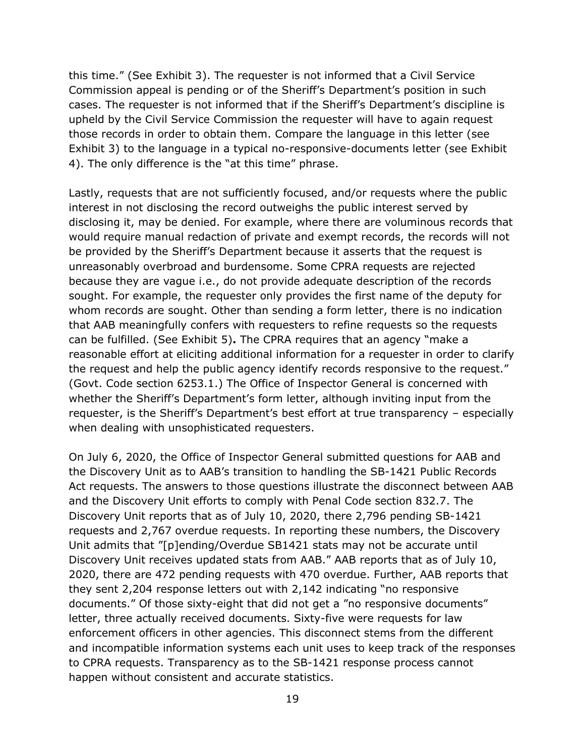this time." (See Exhibit 3). The requester is not informed that a Civil Service Commission appeal is pending or of the Sheriff's Department's position in such cases. The requester is not informed that if the Sheriff's Department's discipline is upheld by the Civil Service Commission the requester will have to again request those records in order to obtain them. Compare the language in this letter (see Exhibit 3) to the language in a typical no-responsive-documents letter (see Exhibit 4). The only difference is the "at this time" phrase.

Lastly, requests that are not sufficiently focused, and/or requests where the public interest in not disclosing the record outweighs the public interest served by disclosing it, may be denied. For example, where there are voluminous records that would require manual redaction of private and exempt records, the records will not be provided by the Sheriff's Department because it asserts that the request is unreasonably overbroad and burdensome. Some CPRA requests are rejected because they are vague i.e., do not provide adequate description of the records sought. For example, the requester only provides the first name of the deputy for whom records are sought. Other than sending a form letter, there is no indication that AAB meaningfully confers with requesters to refine requests so the requests can be fulfilled. (See Exhibit 5)**.** The CPRA requires that an agency "make a reasonable effort at eliciting additional information for a requester in order to clarify the request and help the public agency identify records responsive to the request." (Govt. Code section 6253.1.) The Office of Inspector General is concerned with whether the Sheriff's Department's form letter, although inviting input from the requester, is the Sheriff's Department's best effort at true transparency – especially when dealing with unsophisticated requesters.

On July 6, 2020, the Office of Inspector General submitted questions for AAB and the Discovery Unit as to AAB's transition to handling the SB-1421 Public Records Act requests. The answers to those questions illustrate the disconnect between AAB and the Discovery Unit efforts to comply with Penal Code section 832.7. The Discovery Unit reports that as of July 10, 2020, there 2,796 pending SB-1421 requests and 2,767 overdue requests. In reporting these numbers, the Discovery Unit admits that "[p]ending/Overdue SB1421 stats may not be accurate until Discovery Unit receives updated stats from AAB." AAB reports that as of July 10, 2020, there are 472 pending requests with 470 overdue. Further, AAB reports that they sent 2,204 response letters out with 2,142 indicating "no responsive documents." Of those sixty-eight that did not get a "no responsive documents" letter, three actually received documents. Sixty-five were requests for law enforcement officers in other agencies. This disconnect stems from the different and incompatible information systems each unit uses to keep track of the responses to CPRA requests. Transparency as to the SB-1421 response process cannot happen without consistent and accurate statistics.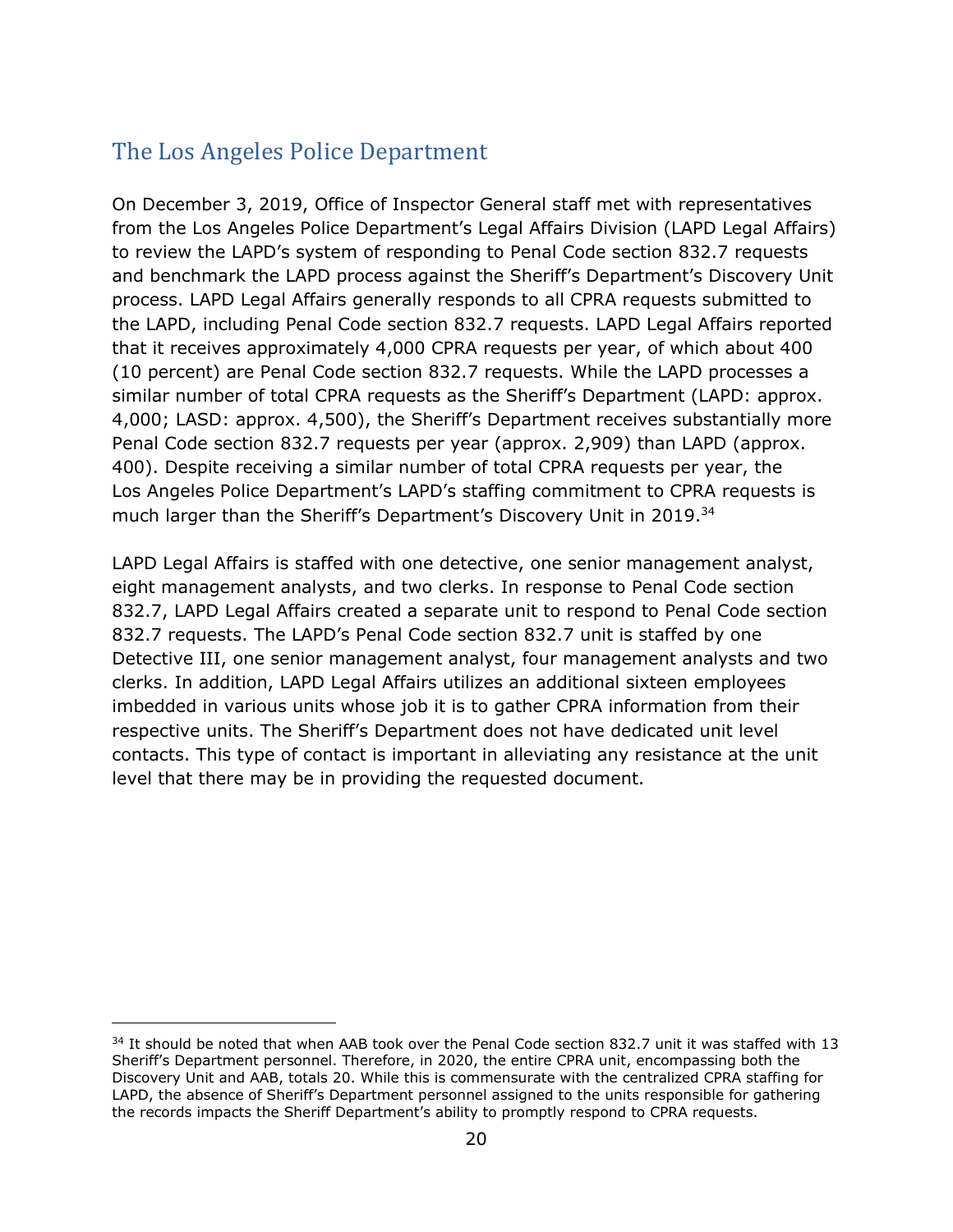## The Los Angeles Police Department

On December 3, 2019, Office of Inspector General staff met with representatives from the Los Angeles Police Department's Legal Affairs Division (LAPD Legal Affairs) to review the LAPD's system of responding to Penal Code section 832.7 requests and benchmark the LAPD process against the Sheriff's Department's Discovery Unit process. LAPD Legal Affairs generally responds to all CPRA requests submitted to the LAPD, including Penal Code section 832.7 requests. LAPD Legal Affairs reported that it receives approximately 4,000 CPRA requests per year, of which about 400 (10 percent) are Penal Code section 832.7 requests. While the LAPD processes a similar number of total CPRA requests as the Sheriff's Department (LAPD: approx. 4,000; LASD: approx. 4,500), the Sheriff's Department receives substantially more Penal Code section 832.7 requests per year (approx. 2,909) than LAPD (approx. 400). Despite receiving a similar number of total CPRA requests per year, the Los Angeles Police Department's LAPD's staffing commitment to CPRA requests is much larger than the Sheriff's Department's Discovery Unit in 2019.[34]

LAPD Legal Affairs is staffed with one detective, one senior management analyst, eight management analysts, and two clerks. In response to Penal Code section 832.7, LAPD Legal Affairs created a separate unit to respond to Penal Code section 832.7 requests. The LAPD's Penal Code section 832.7 unit is staffed by one Detective III, one senior management analyst, four management analysts and two clerks. In addition, LAPD Legal Affairs utilizes an additional sixteen employees imbedded in various units whose job it is to gather CPRA information from their respective units. The Sheriff's Department does not have dedicated unit level contacts. This type of contact is important in alleviating any resistance at the unit level that there may be in providing the requested document.

---

[34] It should be noted that when AAB took over the Penal Code section 832.7 unit it was staffed with 13 Sheriff's Department personnel. Therefore, in 2020, the entire CPRA unit, encompassing both the Discovery Unit and AAB, totals 20. While this is commensurate with the centralized CPRA staffing for LAPD, the absence of Sheriff's Department personnel assigned to the units responsible for gathering the records impacts the Sheriff Department's ability to promptly respond to CPRA requests.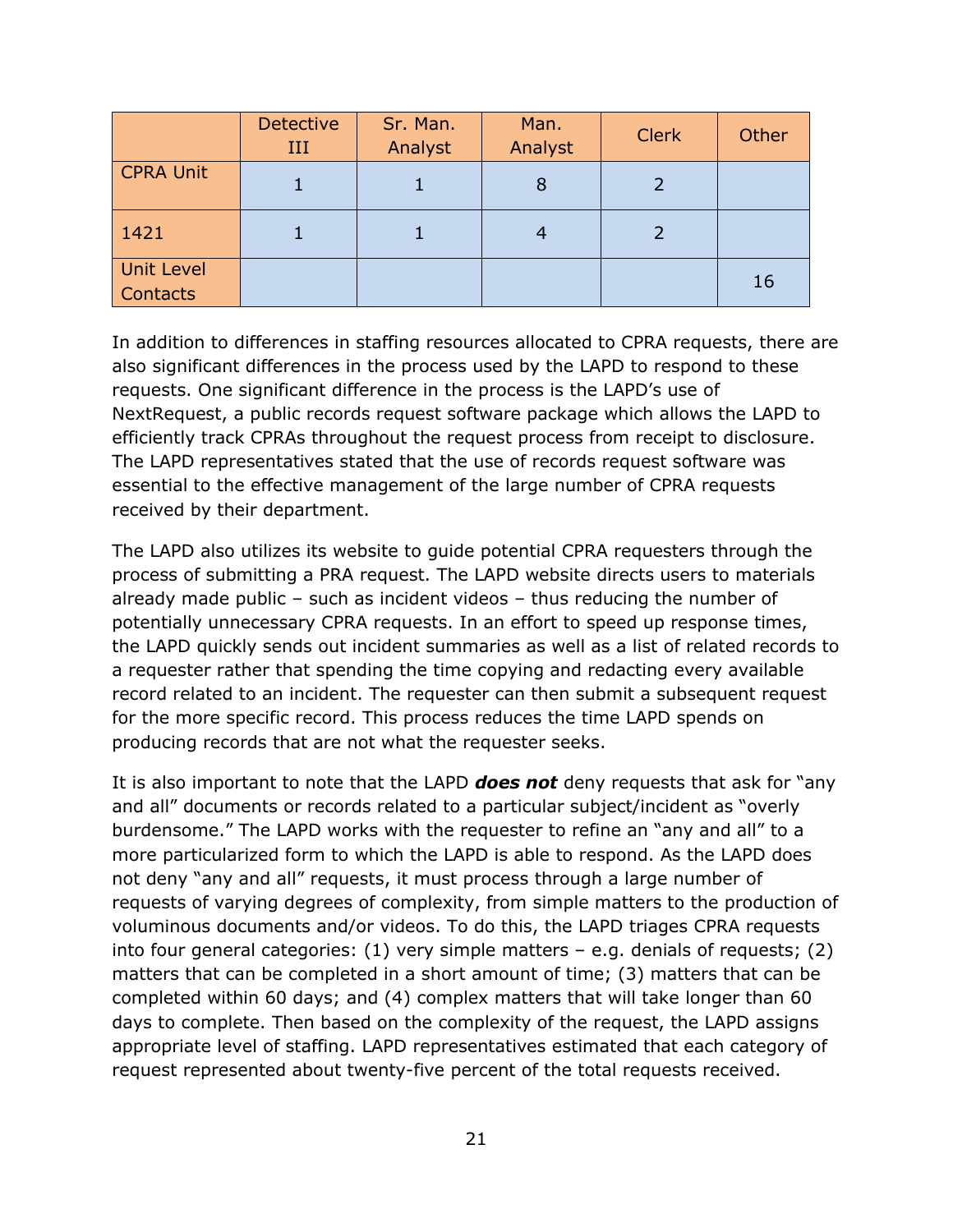| | Detective III | Sr. Man. Analyst | Man. Analyst | Clerk | Other |
|---|---|---|---|---|---|
| CPRA Unit | 1 | 1 | 8 | 2 | |
| 1421 | 1 | 1 | 4 | 2 | |
| Unit Level Contacts | | | | | 16 |

In addition to differences in staffing resources allocated to CPRA requests, there are also significant differences in the process used by the LAPD to respond to these requests. One significant difference in the process is the LAPD's use of NextRequest, a public records request software package which allows the LAPD to efficiently track CPRAs throughout the request process from receipt to disclosure. The LAPD representatives stated that the use of records request software was essential to the effective management of the large number of CPRA requests received by their department.

The LAPD also utilizes its website to guide potential CPRA requesters through the process of submitting a PRA request. The LAPD website directs users to materials already made public – such as incident videos – thus reducing the number of potentially unnecessary CPRA requests. In an effort to speed up response times, the LAPD quickly sends out incident summaries as well as a list of related records to a requester rather that spending the time copying and redacting every available record related to an incident. The requester can then submit a subsequent request for the more specific record. This process reduces the time LAPD spends on producing records that are not what the requester seeks.

It is also important to note that the LAPD ***does not*** deny requests that ask for "any and all" documents or records related to a particular subject/incident as "overly burdensome." The LAPD works with the requester to refine an "any and all" to a more particularized form to which the LAPD is able to respond. As the LAPD does not deny "any and all" requests, it must process through a large number of requests of varying degrees of complexity, from simple matters to the production of voluminous documents and/or videos. To do this, the LAPD triages CPRA requests into four general categories: (1) very simple matters – e.g. denials of requests; (2) matters that can be completed in a short amount of time; (3) matters that can be completed within 60 days; and (4) complex matters that will take longer than 60 days to complete. Then based on the complexity of the request, the LAPD assigns appropriate level of staffing. LAPD representatives estimated that each category of request represented about twenty-five percent of the total requests received.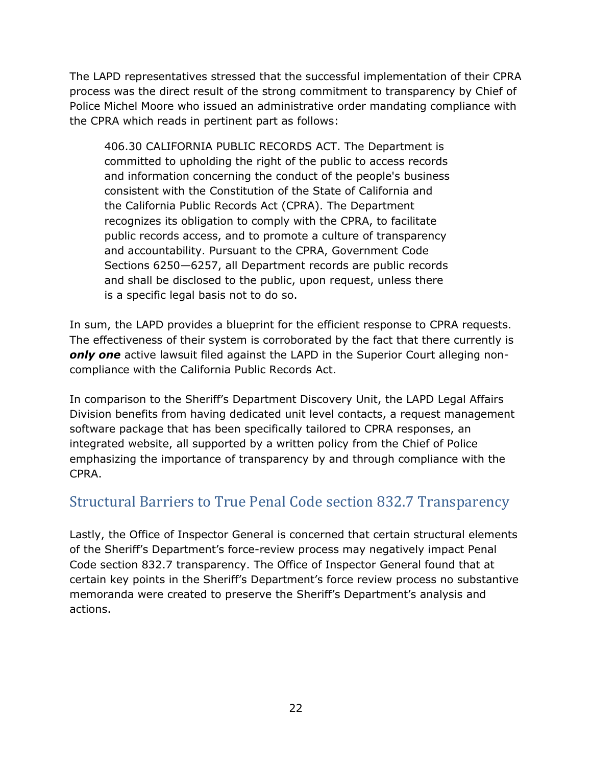The LAPD representatives stressed that the successful implementation of their CPRA process was the direct result of the strong commitment to transparency by Chief of Police Michel Moore who issued an administrative order mandating compliance with the CPRA which reads in pertinent part as follows:

> 406.30 CALIFORNIA PUBLIC RECORDS ACT. The Department is committed to upholding the right of the public to access records and information concerning the conduct of the people's business consistent with the Constitution of the State of California and the California Public Records Act (CPRA). The Department recognizes its obligation to comply with the CPRA, to facilitate public records access, and to promote a culture of transparency and accountability. Pursuant to the CPRA, Government Code Sections 6250—6257, all Department records are public records and shall be disclosed to the public, upon request, unless there is a specific legal basis not to do so.

In sum, the LAPD provides a blueprint for the efficient response to CPRA requests. The effectiveness of their system is corroborated by the fact that there currently is ***only one*** active lawsuit filed against the LAPD in the Superior Court alleging non-compliance with the California Public Records Act.

In comparison to the Sheriff's Department Discovery Unit, the LAPD Legal Affairs Division benefits from having dedicated unit level contacts, a request management software package that has been specifically tailored to CPRA responses, an integrated website, all supported by a written policy from the Chief of Police emphasizing the importance of transparency by and through compliance with the CPRA.

## Structural Barriers to True Penal Code section 832.7 Transparency

Lastly, the Office of Inspector General is concerned that certain structural elements of the Sheriff's Department's force-review process may negatively impact Penal Code section 832.7 transparency. The Office of Inspector General found that at certain key points in the Sheriff's Department's force review process no substantive memoranda were created to preserve the Sheriff's Department's analysis and actions.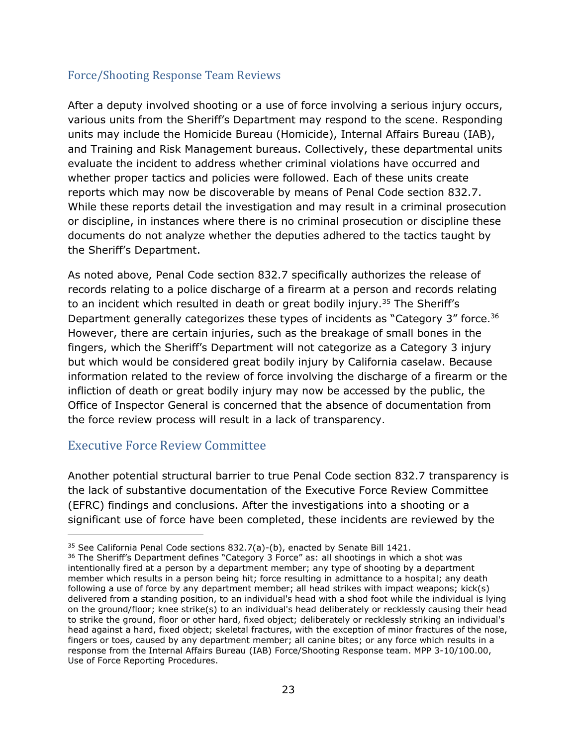## Force/Shooting Response Team Reviews

After a deputy involved shooting or a use of force involving a serious injury occurs, various units from the Sheriff's Department may respond to the scene. Responding units may include the Homicide Bureau (Homicide), Internal Affairs Bureau (IAB), and Training and Risk Management bureaus. Collectively, these departmental units evaluate the incident to address whether criminal violations have occurred and whether proper tactics and policies were followed. Each of these units create reports which may now be discoverable by means of Penal Code section 832.7. While these reports detail the investigation and may result in a criminal prosecution or discipline, in instances where there is no criminal prosecution or discipline these documents do not analyze whether the deputies adhered to the tactics taught by the Sheriff's Department.

As noted above, Penal Code section 832.7 specifically authorizes the release of records relating to a police discharge of a firearm at a person and records relating to an incident which resulted in death or great bodily injury.[35] The Sheriff's Department generally categorizes these types of incidents as "Category 3" force.[36] However, there are certain injuries, such as the breakage of small bones in the fingers, which the Sheriff's Department will not categorize as a Category 3 injury but which would be considered great bodily injury by California caselaw. Because information related to the review of force involving the discharge of a firearm or the infliction of death or great bodily injury may now be accessed by the public, the Office of Inspector General is concerned that the absence of documentation from the force review process will result in a lack of transparency.

## Executive Force Review Committee

Another potential structural barrier to true Penal Code section 832.7 transparency is the lack of substantive documentation of the Executive Force Review Committee (EFRC) findings and conclusions. After the investigations into a shooting or a significant use of force have been completed, these incidents are reviewed by the

---

[35] See California Penal Code sections 832.7(a)-(b), enacted by Senate Bill 1421.

[36] The Sheriff's Department defines "Category 3 Force" as: all shootings in which a shot was intentionally fired at a person by a department member; any type of shooting by a department member which results in a person being hit; force resulting in admittance to a hospital; any death following a use of force by any department member; all head strikes with impact weapons; kick(s) delivered from a standing position, to an individual's head with a shod foot while the individual is lying on the ground/floor; knee strike(s) to an individual's head deliberately or recklessly causing their head to strike the ground, floor or other hard, fixed object; deliberately or recklessly striking an individual's head against a hard, fixed object; skeletal fractures, with the exception of minor fractures of the nose, fingers or toes, caused by any department member; all canine bites; or any force which results in a response from the Internal Affairs Bureau (IAB) Force/Shooting Response team. MPP 3-10/100.00, Use of Force Reporting Procedures.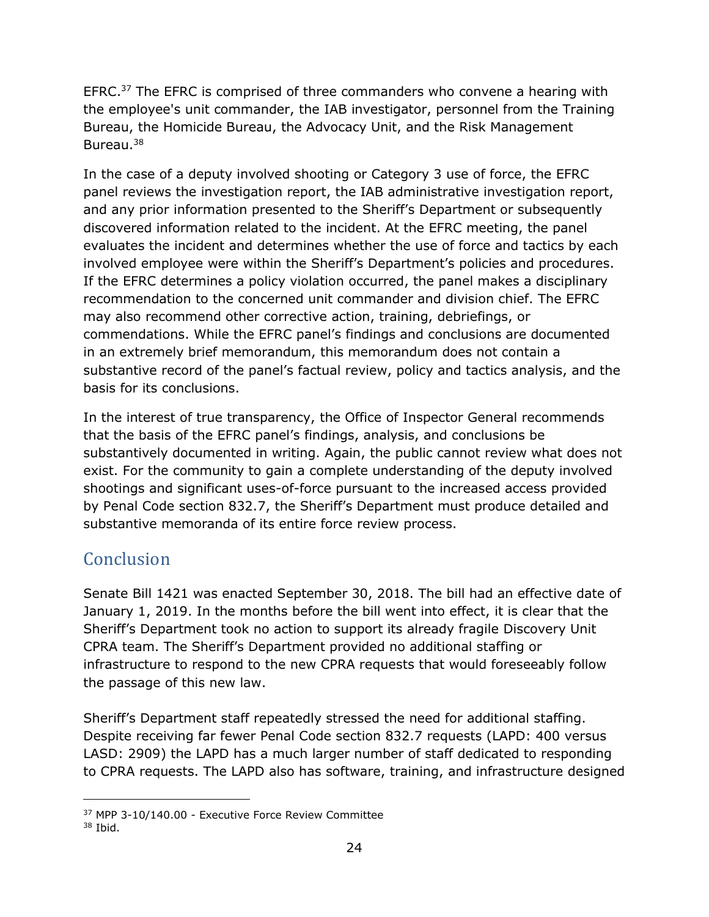EFRC.[37] The EFRC is comprised of three commanders who convene a hearing with the employee's unit commander, the IAB investigator, personnel from the Training Bureau, the Homicide Bureau, the Advocacy Unit, and the Risk Management Bureau.[38]

In the case of a deputy involved shooting or Category 3 use of force, the EFRC panel reviews the investigation report, the IAB administrative investigation report, and any prior information presented to the Sheriff's Department or subsequently discovered information related to the incident. At the EFRC meeting, the panel evaluates the incident and determines whether the use of force and tactics by each involved employee were within the Sheriff's Department's policies and procedures. If the EFRC determines a policy violation occurred, the panel makes a disciplinary recommendation to the concerned unit commander and division chief. The EFRC may also recommend other corrective action, training, debriefings, or commendations. While the EFRC panel's findings and conclusions are documented in an extremely brief memorandum, this memorandum does not contain a substantive record of the panel's factual review, policy and tactics analysis, and the basis for its conclusions.

In the interest of true transparency, the Office of Inspector General recommends that the basis of the EFRC panel's findings, analysis, and conclusions be substantively documented in writing. Again, the public cannot review what does not exist. For the community to gain a complete understanding of the deputy involved shootings and significant uses-of-force pursuant to the increased access provided by Penal Code section 832.7, the Sheriff's Department must produce detailed and substantive memoranda of its entire force review process.

## Conclusion

Senate Bill 1421 was enacted September 30, 2018. The bill had an effective date of January 1, 2019. In the months before the bill went into effect, it is clear that the Sheriff's Department took no action to support its already fragile Discovery Unit CPRA team. The Sheriff's Department provided no additional staffing or infrastructure to respond to the new CPRA requests that would foreseeably follow the passage of this new law.

Sheriff's Department staff repeatedly stressed the need for additional staffing. Despite receiving far fewer Penal Code section 832.7 requests (LAPD: 400 versus LASD: 2909) the LAPD has a much larger number of staff dedicated to responding to CPRA requests. The LAPD also has software, training, and infrastructure designed

---

[37] MPP 3-10/140.00 - Executive Force Review Committee

[38] Ibid.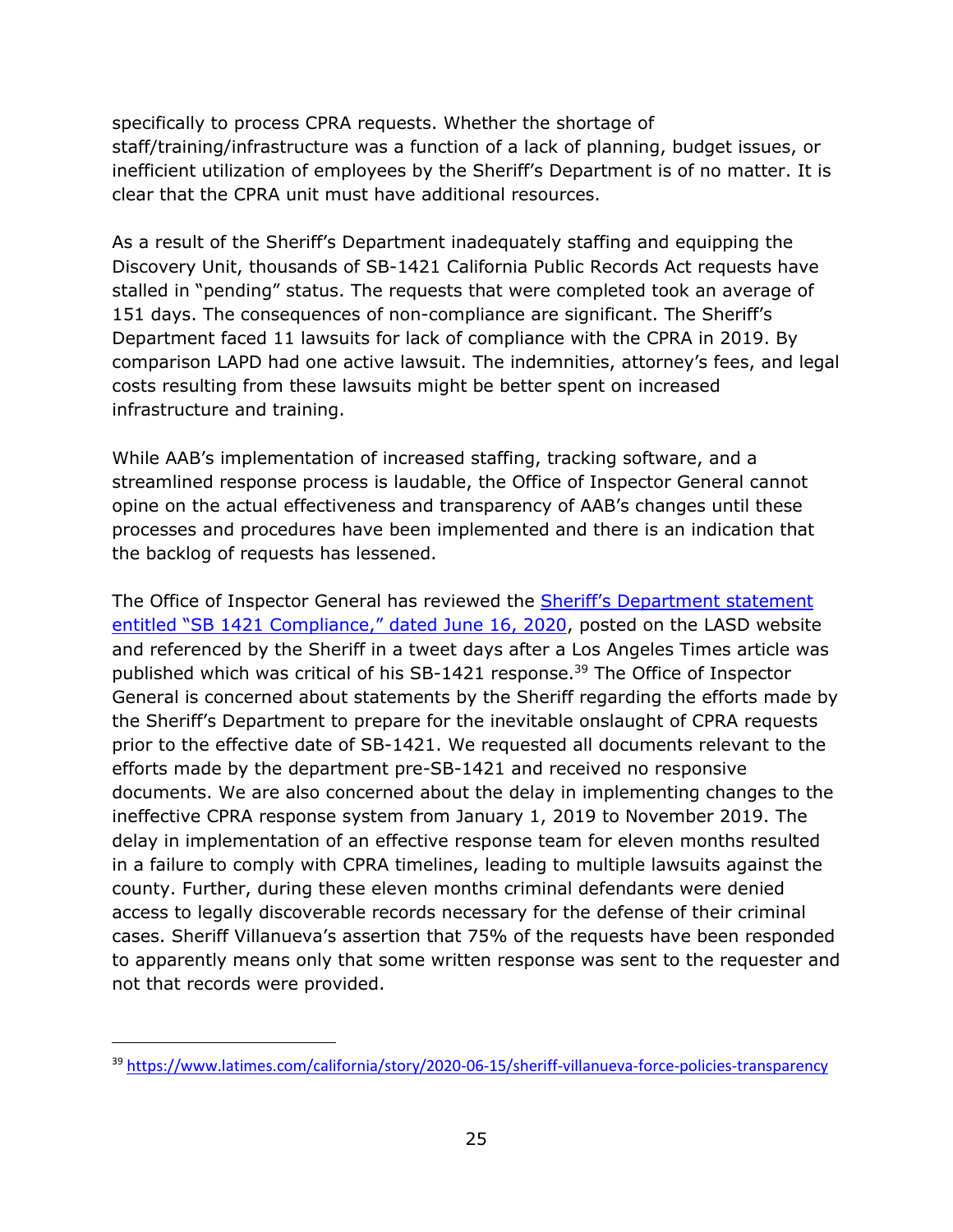specifically to process CPRA requests. Whether the shortage of staff/training/infrastructure was a function of a lack of planning, budget issues, or inefficient utilization of employees by the Sheriff's Department is of no matter. It is clear that the CPRA unit must have additional resources.

As a result of the Sheriff's Department inadequately staffing and equipping the Discovery Unit, thousands of SB-1421 California Public Records Act requests have stalled in "pending" status. The requests that were completed took an average of 151 days. The consequences of non-compliance are significant. The Sheriff's Department faced 11 lawsuits for lack of compliance with the CPRA in 2019. By comparison LAPD had one active lawsuit. The indemnities, attorney's fees, and legal costs resulting from these lawsuits might be better spent on increased infrastructure and training.

While AAB's implementation of increased staffing, tracking software, and a streamlined response process is laudable, the Office of Inspector General cannot opine on the actual effectiveness and transparency of AAB's changes until these processes and procedures have been implemented and there is an indication that the backlog of requests has lessened.

The Office of Inspector General has reviewed the [Sheriff's Department statement entitled "SB 1421 Compliance," dated June 16, 2020](), posted on the LASD website and referenced by the Sheriff in a tweet days after a Los Angeles Times article was published which was critical of his SB-1421 response.[39] The Office of Inspector General is concerned about statements by the Sheriff regarding the efforts made by the Sheriff's Department to prepare for the inevitable onslaught of CPRA requests prior to the effective date of SB-1421. We requested all documents relevant to the efforts made by the department pre-SB-1421 and received no responsive documents. We are also concerned about the delay in implementing changes to the ineffective CPRA response system from January 1, 2019 to November 2019. The delay in implementation of an effective response team for eleven months resulted in a failure to comply with CPRA timelines, leading to multiple lawsuits against the county. Further, during these eleven months criminal defendants were denied access to legally discoverable records necessary for the defense of their criminal cases. Sheriff Villanueva's assertion that 75% of the requests have been responded to apparently means only that some written response was sent to the requester and not that records were provided.

---

[39] https://www.latimes.com/california/story/2020-06-15/sheriff-villanueva-force-policies-transparency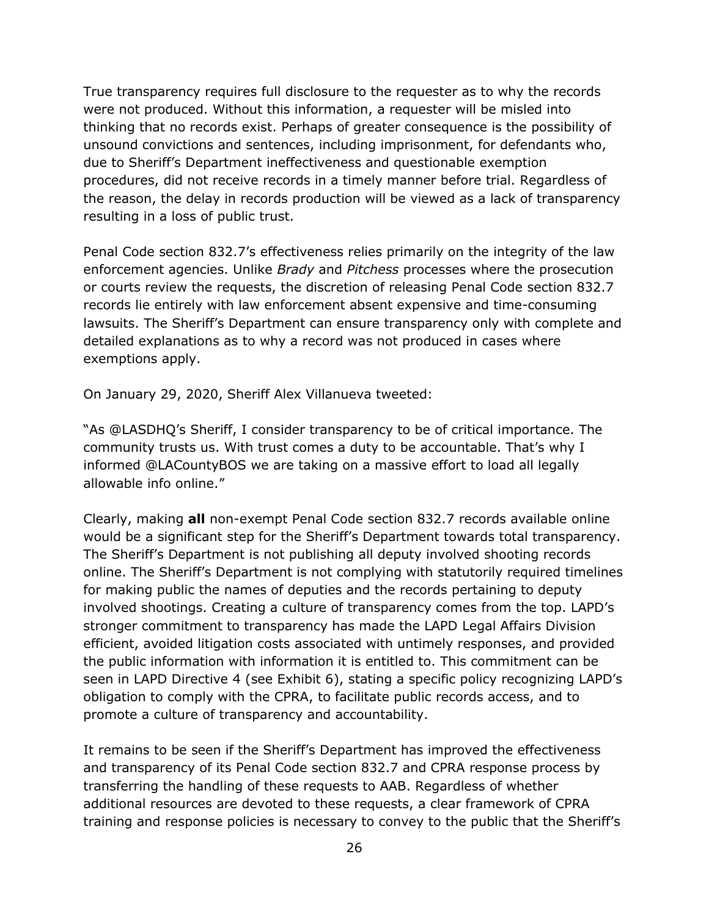True transparency requires full disclosure to the requester as to why the records were not produced. Without this information, a requester will be misled into thinking that no records exist. Perhaps of greater consequence is the possibility of unsound convictions and sentences, including imprisonment, for defendants who, due to Sheriff's Department ineffectiveness and questionable exemption procedures, did not receive records in a timely manner before trial. Regardless of the reason, the delay in records production will be viewed as a lack of transparency resulting in a loss of public trust.

Penal Code section 832.7's effectiveness relies primarily on the integrity of the law enforcement agencies. Unlike *Brady* and *Pitchess* processes where the prosecution or courts review the requests, the discretion of releasing Penal Code section 832.7 records lie entirely with law enforcement absent expensive and time-consuming lawsuits. The Sheriff's Department can ensure transparency only with complete and detailed explanations as to why a record was not produced in cases where exemptions apply.

On January 29, 2020, Sheriff Alex Villanueva tweeted:

"As @LASDHQ's Sheriff, I consider transparency to be of critical importance. The community trusts us. With trust comes a duty to be accountable. That's why I informed @LACountyBOS we are taking on a massive effort to load all legally allowable info online."

Clearly, making **all** non-exempt Penal Code section 832.7 records available online would be a significant step for the Sheriff's Department towards total transparency. The Sheriff's Department is not publishing all deputy involved shooting records online. The Sheriff's Department is not complying with statutorily required timelines for making public the names of deputies and the records pertaining to deputy involved shootings. Creating a culture of transparency comes from the top. LAPD's stronger commitment to transparency has made the LAPD Legal Affairs Division efficient, avoided litigation costs associated with untimely responses, and provided the public information with information it is entitled to. This commitment can be seen in LAPD Directive 4 (see Exhibit 6), stating a specific policy recognizing LAPD's obligation to comply with the CPRA, to facilitate public records access, and to promote a culture of transparency and accountability.

It remains to be seen if the Sheriff's Department has improved the effectiveness and transparency of its Penal Code section 832.7 and CPRA response process by transferring the handling of these requests to AAB. Regardless of whether additional resources are devoted to these requests, a clear framework of CPRA training and response policies is necessary to convey to the public that the Sheriff's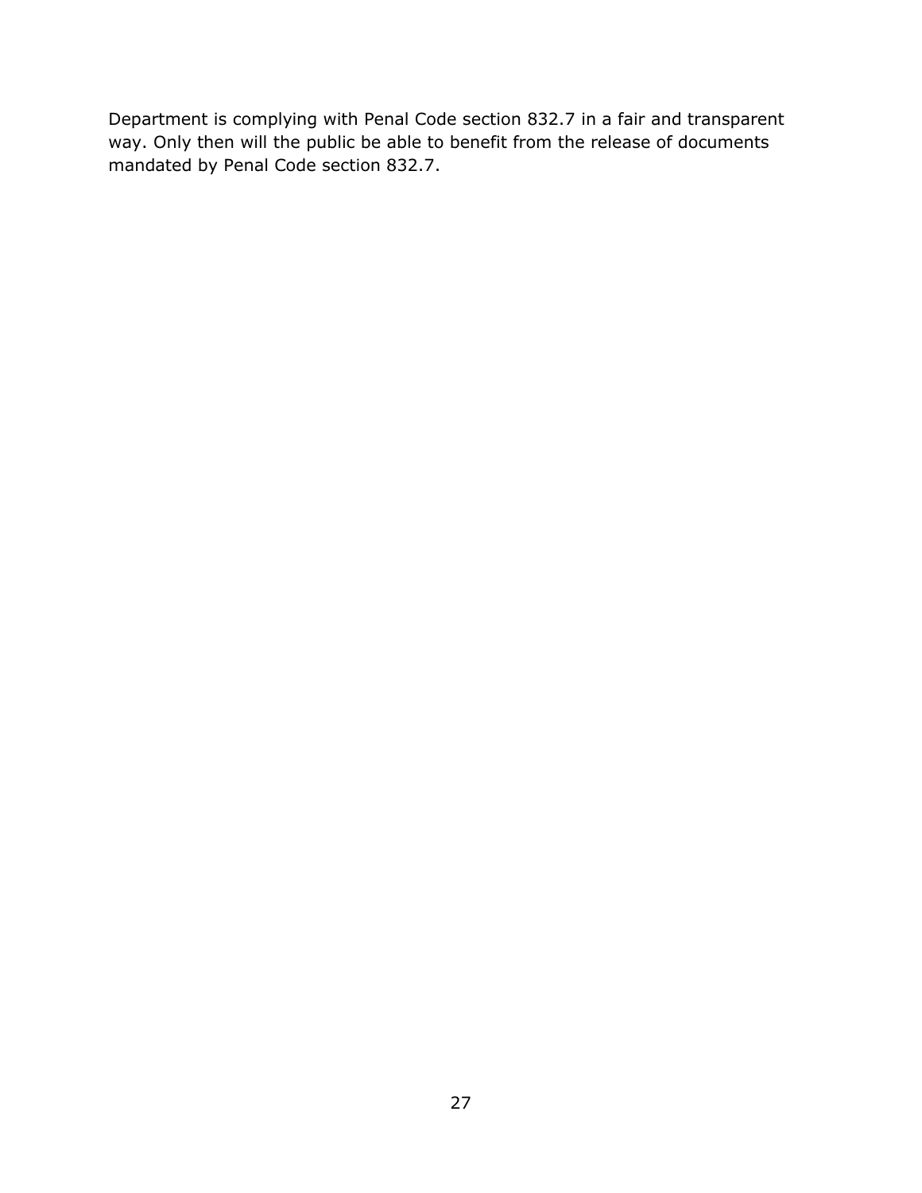Department is complying with Penal Code section 832.7 in a fair and transparent way. Only then will the public be able to benefit from the release of documents mandated by Penal Code section 832.7.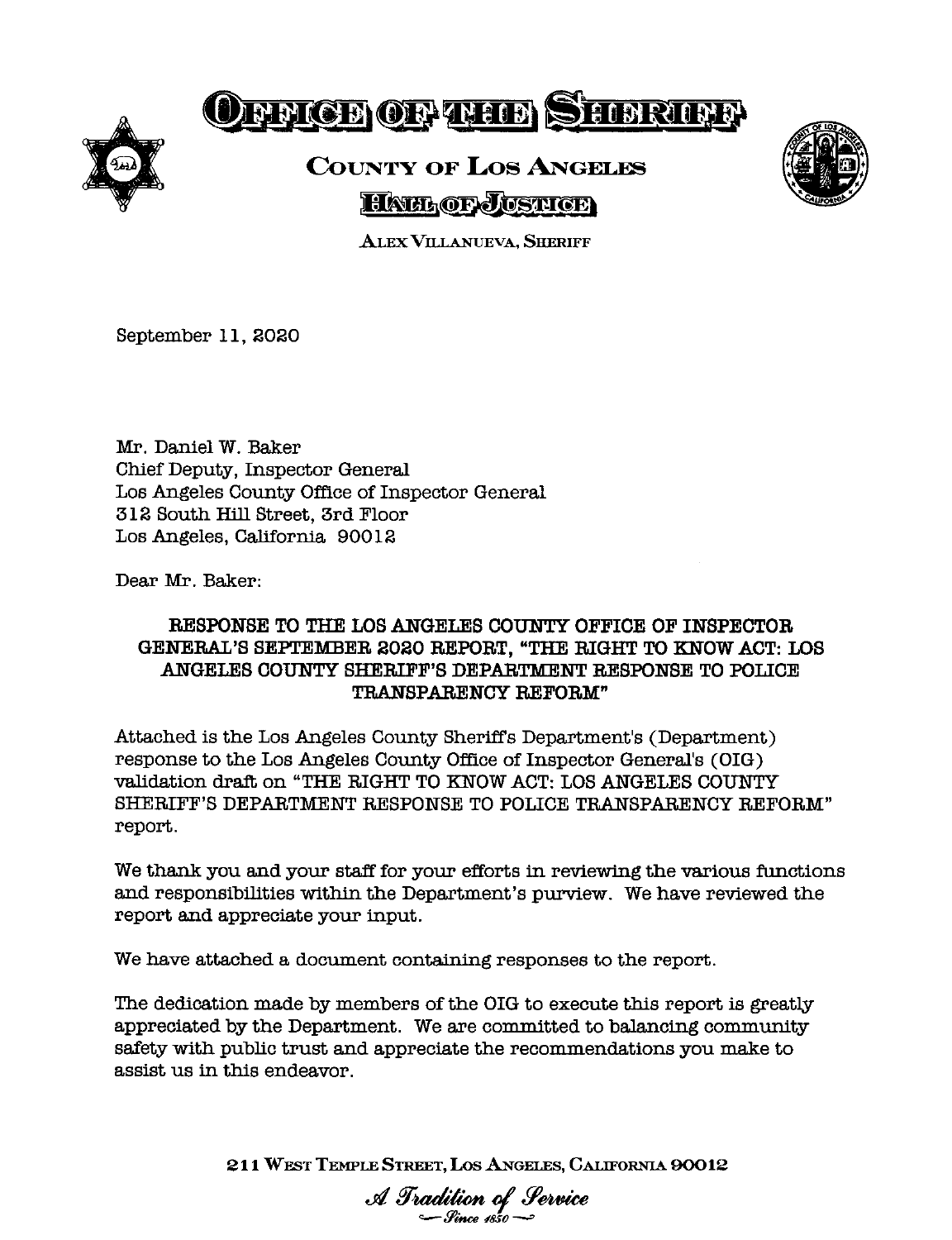# OFFICE OF THE SHERIFF

## COUNTY OF LOS ANGELES

### HALL OF JUSTICE

ALEX VILLANUEVA, SHERIFF

September 11, 2020

Mr. Daniel W. Baker
Chief Deputy, Inspector General
Los Angeles County Office of Inspector General
312 South Hill Street, 3rd Floor
Los Angeles, California 90012

Dear Mr. Baker:

**RESPONSE TO THE LOS ANGELES COUNTY OFFICE OF INSPECTOR GENERAL'S SEPTEMBER 2020 REPORT, "THE RIGHT TO KNOW ACT: LOS ANGELES COUNTY SHERIFF'S DEPARTMENT RESPONSE TO POLICE TRANSPARENCY REFORM"**

Attached is the Los Angeles County Sheriff's Department's (Department) response to the Los Angeles County Office of Inspector General's (OIG) validation draft on "THE RIGHT TO KNOW ACT: LOS ANGELES COUNTY SHERIFF'S DEPARTMENT RESPONSE TO POLICE TRANSPARENCY REFORM" report.

We thank you and your staff for your efforts in reviewing the various functions and responsibilities within the Department's purview. We have reviewed the report and appreciate your input.

We have attached a document containing responses to the report.

The dedication made by members of the OIG to execute this report is greatly appreciated by the Department. We are committed to balancing community safety with public trust and appreciate the recommendations you make to assist us in this endeavor.

211 WEST TEMPLE STREET, LOS ANGELES, CALIFORNIA 90012

*A Tradition of Service*
*Since 1850*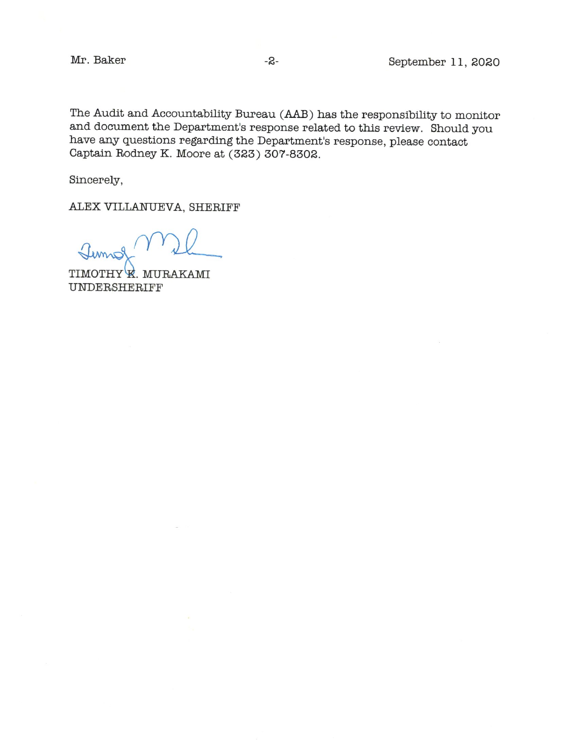The Audit and Accountability Bureau (AAB) has the responsibility to monitor and document the Department's response related to this review. Should you have any questions regarding the Department's response, please contact Captain Rodney K. Moore at (323) 307-8302.

Sincerely,

ALEX VILLANUEVA, SHERIFF

TIMOTHY K. MURAKAMI
UNDERSHERIFF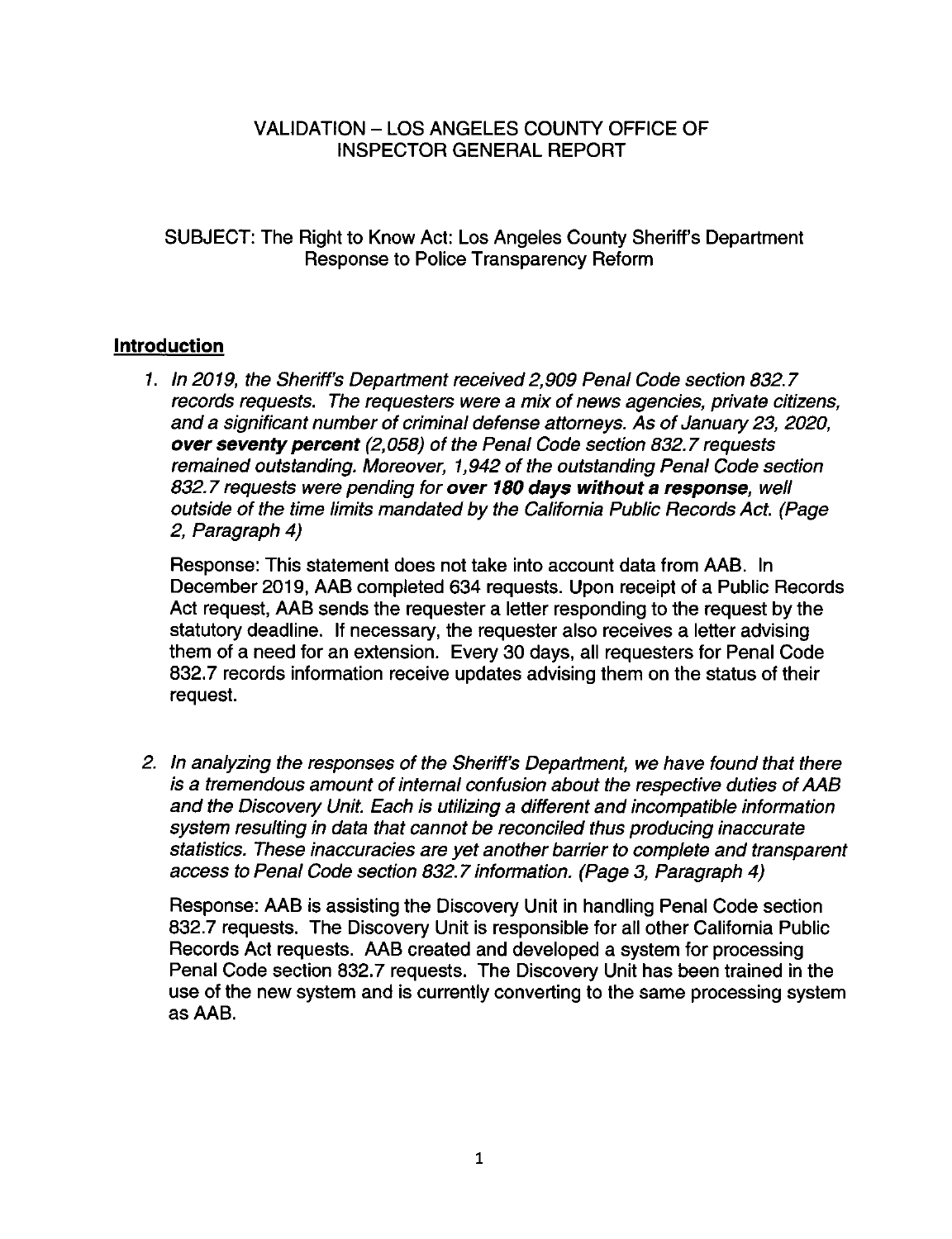VALIDATION – LOS ANGELES COUNTY OFFICE OF INSPECTOR GENERAL REPORT

SUBJECT: The Right to Know Act: Los Angeles County Sheriff's Department Response to Police Transparency Reform

## Introduction

1. *In 2019, the Sheriff's Department received 2,909 Penal Code section 832.7 records requests. The requesters were a mix of news agencies, private citizens, and a significant number of criminal defense attorneys. As of January 23, 2020,* ***over seventy percent*** *(2,058) of the Penal Code section 832.7 requests remained outstanding. Moreover, 1,942 of the outstanding Penal Code section 832.7 requests were pending for* ***over 180 days without a response****, well outside of the time limits mandated by the California Public Records Act. (Page 2, Paragraph 4)*

   Response: This statement does not take into account data from AAB. In December 2019, AAB completed 634 requests. Upon receipt of a Public Records Act request, AAB sends the requester a letter responding to the request by the statutory deadline. If necessary, the requester also receives a letter advising them of a need for an extension. Every 30 days, all requesters for Penal Code 832.7 records information receive updates advising them on the status of their request.

2. *In analyzing the responses of the Sheriff's Department, we have found that there is a tremendous amount of internal confusion about the respective duties of AAB and the Discovery Unit. Each is utilizing a different and incompatible information system resulting in data that cannot be reconciled thus producing inaccurate statistics. These inaccuracies are yet another barrier to complete and transparent access to Penal Code section 832.7 information. (Page 3, Paragraph 4)*

   Response: AAB is assisting the Discovery Unit in handling Penal Code section 832.7 requests. The Discovery Unit is responsible for all other California Public Records Act requests. AAB created and developed a system for processing Penal Code section 832.7 requests. The Discovery Unit has been trained in the use of the new system and is currently converting to the same processing system as AAB.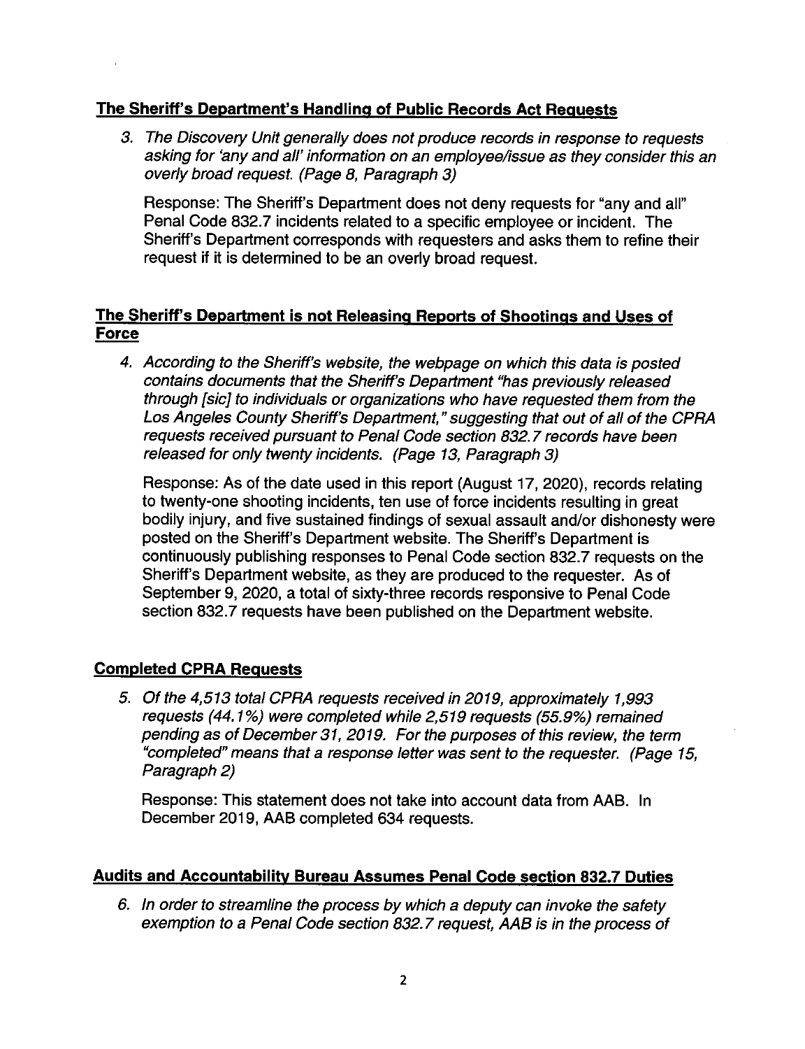## The Sheriff's Department's Handling of Public Records Act Requests

3. *The Discovery Unit generally does not produce records in response to requests asking for 'any and all' information on an employee/issue as they consider this an overly broad request. (Page 8, Paragraph 3)*

   Response: The Sheriff's Department does not deny requests for "any and all" Penal Code 832.7 incidents related to a specific employee or incident. The Sheriff's Department corresponds with requesters and asks them to refine their request if it is determined to be an overly broad request.

## The Sheriff's Department is not Releasing Reports of Shootings and Uses of Force

4. *According to the Sheriff's website, the webpage on which this data is posted contains documents that the Sheriff's Department "has previously released through [sic] to individuals or organizations who have requested them from the Los Angeles County Sheriff's Department," suggesting that out of all of the CPRA requests received pursuant to Penal Code section 832.7 records have been released for only twenty incidents. (Page 13, Paragraph 3)*

   Response: As of the date used in this report (August 17, 2020), records relating to twenty-one shooting incidents, ten use of force incidents resulting in great bodily injury, and five sustained findings of sexual assault and/or dishonesty were posted on the Sheriff's Department website. The Sheriff's Department is continuously publishing responses to Penal Code section 832.7 requests on the Sheriff's Department website, as they are produced to the requester. As of September 9, 2020, a total of sixty-three records responsive to Penal Code section 832.7 requests have been published on the Department website.

## Completed CPRA Requests

5. *Of the 4,513 total CPRA requests received in 2019, approximately 1,993 requests (44.1%) were completed while 2,519 requests (55.9%) remained pending as of December 31, 2019. For the purposes of this review, the term "completed" means that a response letter was sent to the requester. (Page 15, Paragraph 2)*

   Response: This statement does not take into account data from AAB. In December 2019, AAB completed 634 requests.

## Audits and Accountability Bureau Assumes Penal Code section 832.7 Duties

6. *In order to streamline the process by which a deputy can invoke the safety exemption to a Penal Code section 832.7 request, AAB is in the process of*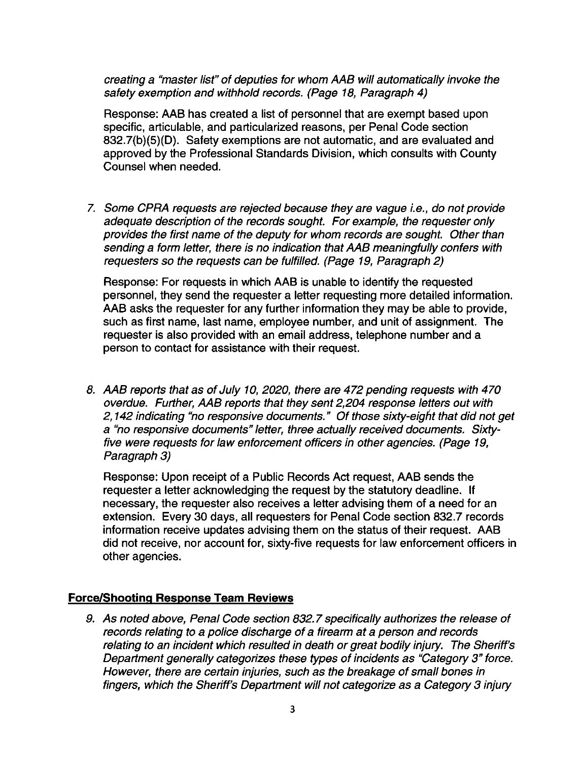*creating a "master list" of deputies for whom AAB will automatically invoke the safety exemption and withhold records. (Page 18, Paragraph 4)*

Response: AAB has created a list of personnel that are exempt based upon specific, articulable, and particularized reasons, per Penal Code section 832.7(b)(5)(D). Safety exemptions are not automatic, and are evaluated and approved by the Professional Standards Division, which consults with County Counsel when needed.

7. *Some CPRA requests are rejected because they are vague i.e., do not provide adequate description of the records sought. For example, the requester only provides the first name of the deputy for whom records are sought. Other than sending a form letter, there is no indication that AAB meaningfully confers with requesters so the requests can be fulfilled. (Page 19, Paragraph 2)*

   Response: For requests in which AAB is unable to identify the requested personnel, they send the requester a letter requesting more detailed information. AAB asks the requester for any further information they may be able to provide, such as first name, last name, employee number, and unit of assignment. The requester is also provided with an email address, telephone number and a person to contact for assistance with their request.

8. *AAB reports that as of July 10, 2020, there are 472 pending requests with 470 overdue. Further, AAB reports that they sent 2,204 response letters out with 2,142 indicating "no responsive documents." Of those sixty-eight that did not get a "no responsive documents" letter, three actually received documents. Sixty-five were requests for law enforcement officers in other agencies. (Page 19, Paragraph 3)*

   Response: Upon receipt of a Public Records Act request, AAB sends the requester a letter acknowledging the request by the statutory deadline. If necessary, the requester also receives a letter advising them of a need for an extension. Every 30 days, all requesters for Penal Code section 832.7 records information receive updates advising them on the status of their request. AAB did not receive, nor account for, sixty-five requests for law enforcement officers in other agencies.

**Force/Shooting Response Team Reviews**

9. *As noted above, Penal Code section 832.7 specifically authorizes the release of records relating to a police discharge of a firearm at a person and records relating to an incident which resulted in death or great bodily injury. The Sheriff's Department generally categorizes these types of incidents as "Category 3" force. However, there are certain injuries, such as the breakage of small bones in fingers, which the Sheriff's Department will not categorize as a Category 3 injury*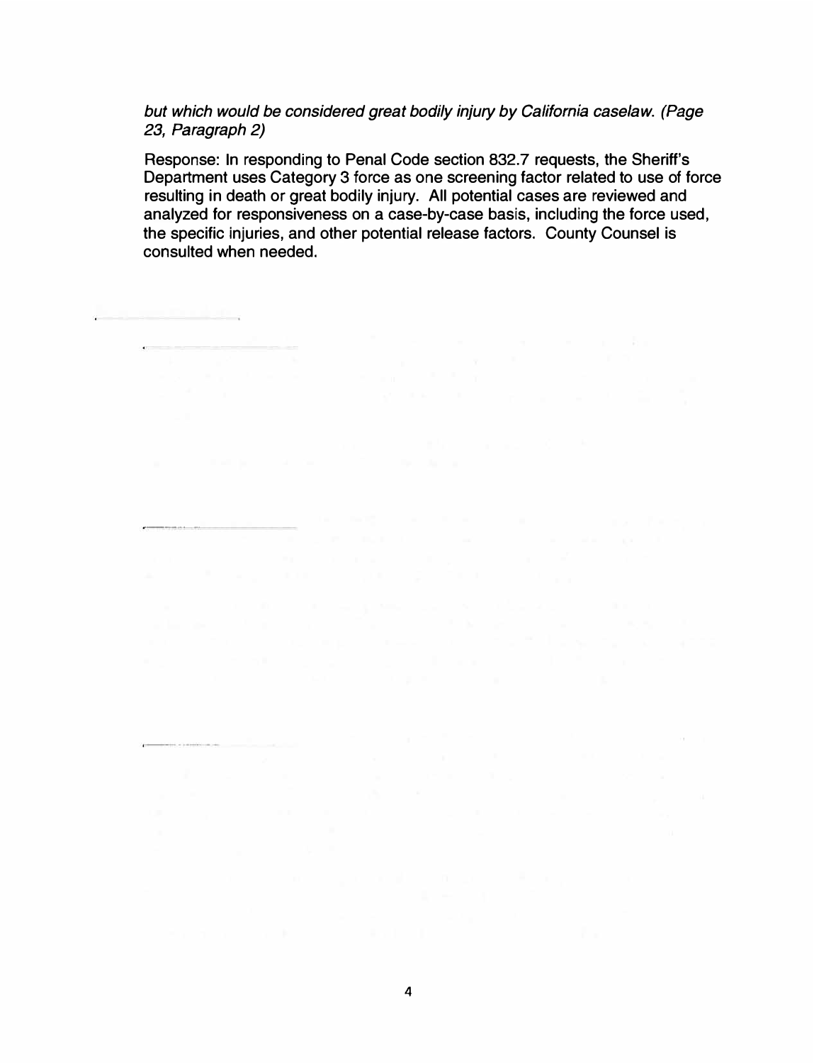*but which would be considered great bodily injury by California caselaw. (Page 23, Paragraph 2)*

Response: In responding to Penal Code section 832.7 requests, the Sheriff's Department uses Category 3 force as one screening factor related to use of force resulting in death or great bodily injury. All potential cases are reviewed and analyzed for responsiveness on a case-by-case basis, including the force used, the specific injuries, and other potential release factors. County Counsel is consulted when needed.